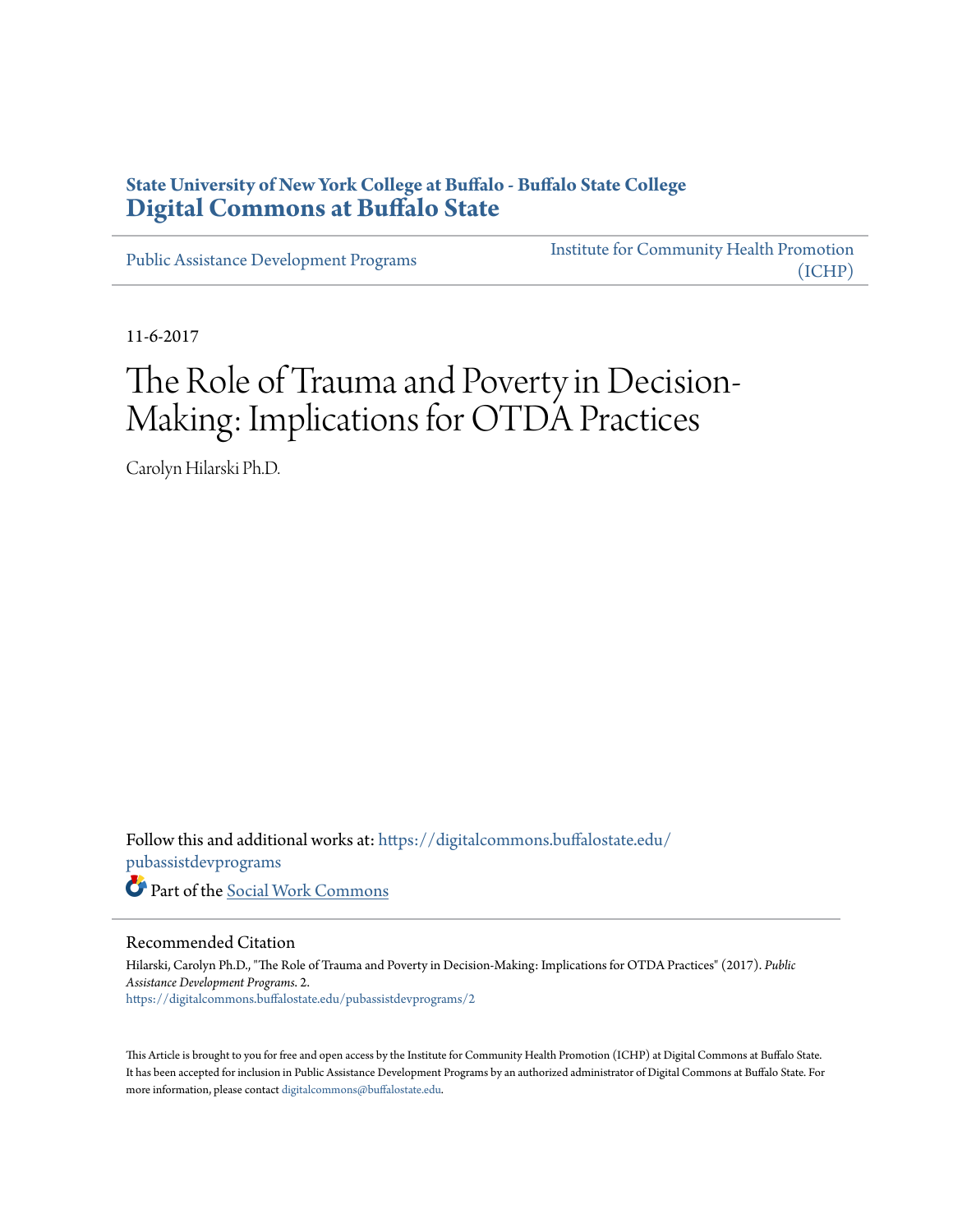**State University of New York College at Buffalo - Buffalo State College**
**Digital Commons at Buffalo State**

Public Assistance Development Programs

Institute for Community Health Promotion (ICHP)

11-6-2017

# The Role of Trauma and Poverty in Decision-Making: Implications for OTDA Practices

Carolyn Hilarski Ph.D.

Follow this and additional works at: https://digitalcommons.buffalostate.edu/pubassistdevprograms

Part of the Social Work Commons

## Recommended Citation

Hilarski, Carolyn Ph.D., "The Role of Trauma and Poverty in Decision-Making: Implications for OTDA Practices" (2017). *Public Assistance Development Programs*. 2.
https://digitalcommons.buffalostate.edu/pubassistdevprograms/2

This Article is brought to you for free and open access by the Institute for Community Health Promotion (ICHP) at Digital Commons at Buffalo State. It has been accepted for inclusion in Public Assistance Development Programs by an authorized administrator of Digital Commons at Buffalo State. For more information, please contact digitalcommons@buffalostate.edu.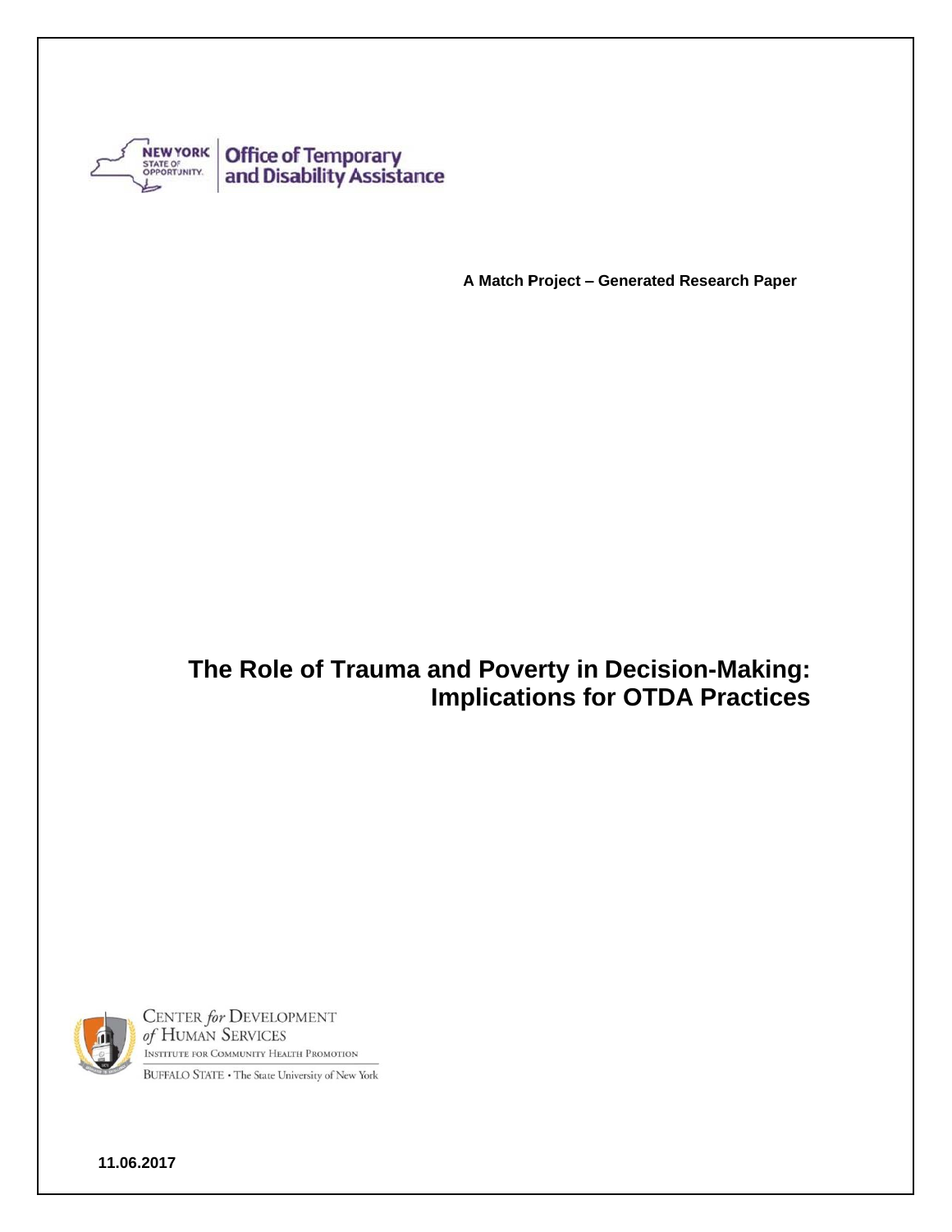NEW YORK STATE OF OPPORTUNITY. | Office of Temporary and Disability Assistance

**A Match Project – Generated Research Paper**

# The Role of Trauma and Poverty in Decision-Making: Implications for OTDA Practices

CENTER *for* DEVELOPMENT *of* HUMAN SERVICES
INSTITUTE FOR COMMUNITY HEALTH PROMOTION
BUFFALO STATE • The State University of New York

**11.06.2017**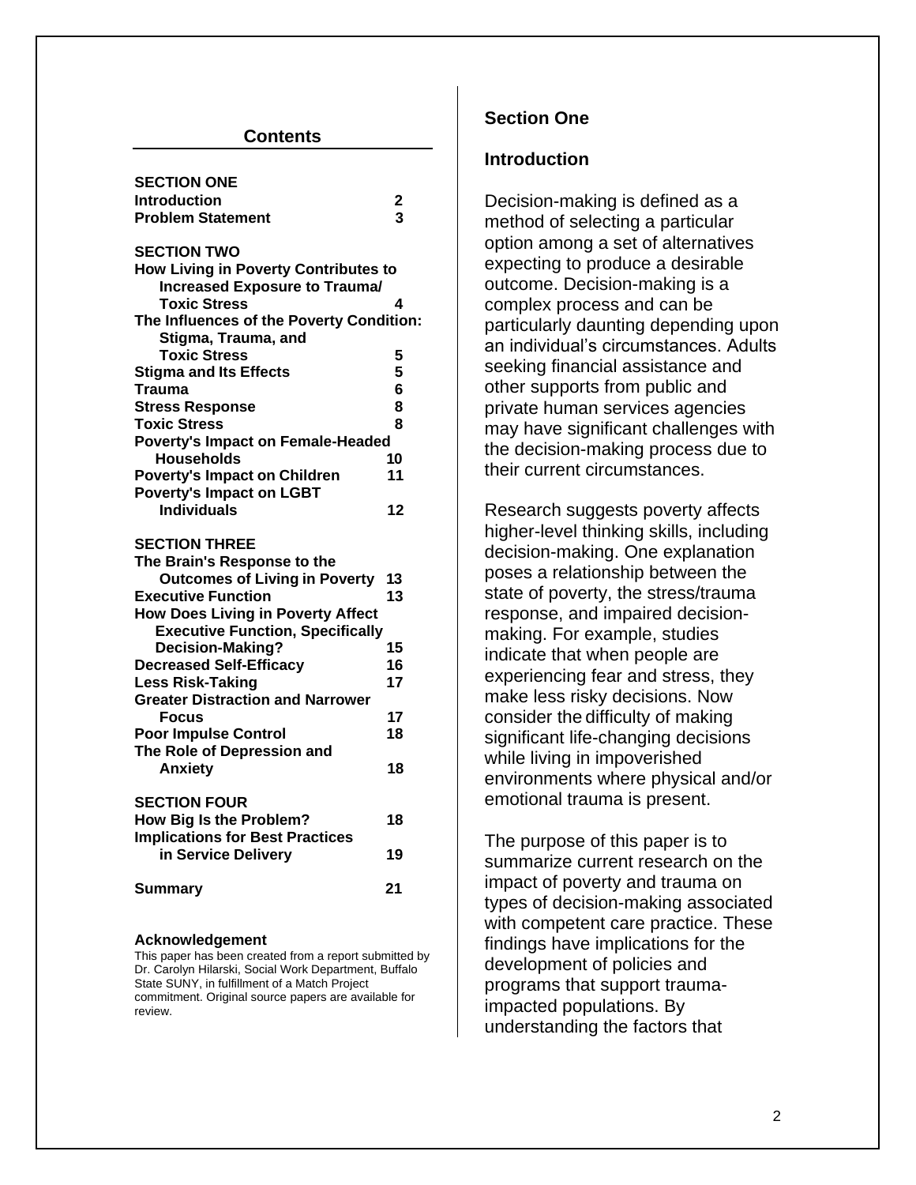## Contents

| | |
|---|---|
| **SECTION ONE** | |
| **Introduction** | **2** |
| **Problem Statement** | **3** |
| **SECTION TWO** | |
| **How Living in Poverty Contributes to Increased Exposure to Trauma/ Toxic Stress** | **4** |
| **The Influences of the Poverty Condition: Stigma, Trauma, and Toxic Stress** | **5** |
| **Stigma and Its Effects** | **5** |
| **Trauma** | **6** |
| **Stress Response** | **8** |
| **Toxic Stress** | **8** |
| **Poverty's Impact on Female-Headed Households** | **10** |
| **Poverty's Impact on Children** | **11** |
| **Poverty's Impact on LGBT Individuals** | **12** |
| **SECTION THREE** | |
| **The Brain's Response to the Outcomes of Living in Poverty** | **13** |
| **Executive Function** | **13** |
| **How Does Living in Poverty Affect Executive Function, Specifically Decision-Making?** | **15** |
| **Decreased Self-Efficacy** | **16** |
| **Less Risk-Taking** | **17** |
| **Greater Distraction and Narrower Focus** | **17** |
| **Poor Impulse Control** | **18** |
| **The Role of Depression and Anxiety** | **18** |
| **SECTION FOUR** | |
| **How Big Is the Problem?** | **18** |
| **Implications for Best Practices in Service Delivery** | **19** |
| **Summary** | **21** |

**Acknowledgement**

This paper has been created from a report submitted by Dr. Carolyn Hilarski, Social Work Department, Buffalo State SUNY, in fulfillment of a Match Project commitment. Original source papers are available for review.

## Section One

### Introduction

Decision-making is defined as a method of selecting a particular option among a set of alternatives expecting to produce a desirable outcome. Decision-making is a complex process and can be particularly daunting depending upon an individual's circumstances. Adults seeking financial assistance and other supports from public and private human services agencies may have significant challenges with the decision-making process due to their current circumstances.

Research suggests poverty affects higher-level thinking skills, including decision-making. One explanation poses a relationship between the state of poverty, the stress/trauma response, and impaired decision-making. For example, studies indicate that when people are experiencing fear and stress, they make less risky decisions. Now consider the difficulty of making significant life-changing decisions while living in impoverished environments where physical and/or emotional trauma is present.

The purpose of this paper is to summarize current research on the impact of poverty and trauma on types of decision-making associated with competent care practice. These findings have implications for the development of policies and programs that support trauma-impacted populations. By understanding the factors that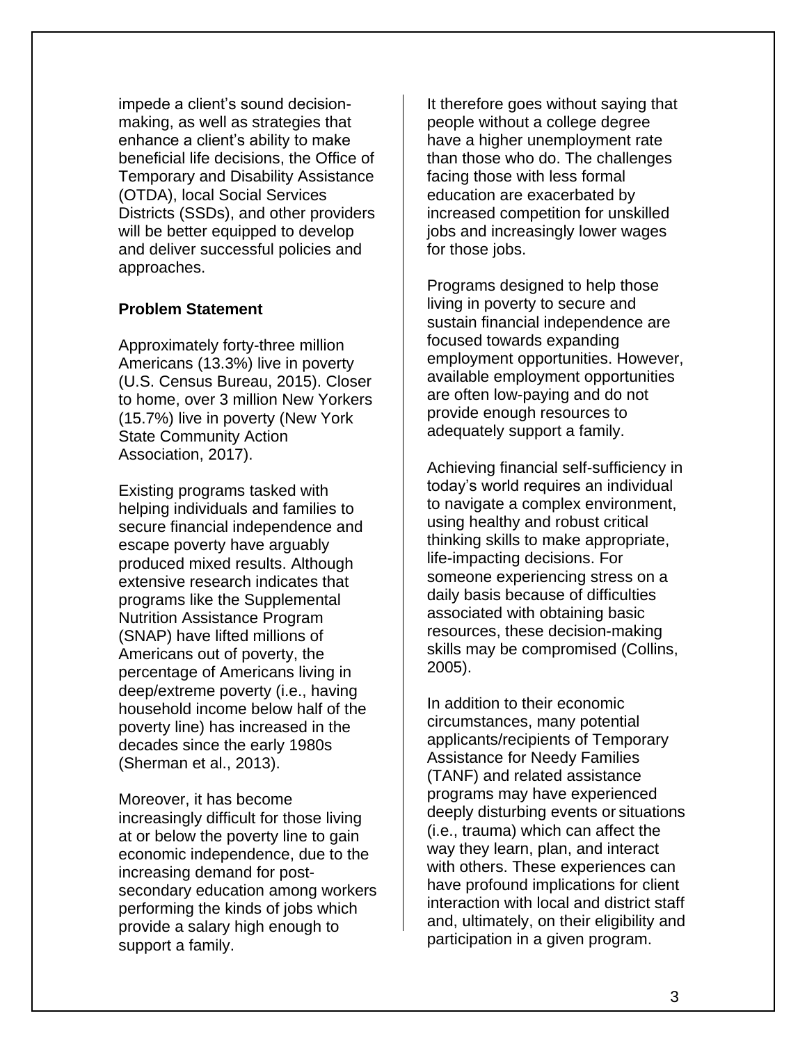impede a client's sound decision-making, as well as strategies that enhance a client's ability to make beneficial life decisions, the Office of Temporary and Disability Assistance (OTDA), local Social Services Districts (SSDs), and other providers will be better equipped to develop and deliver successful policies and approaches.

## Problem Statement

Approximately forty-three million Americans (13.3%) live in poverty (U.S. Census Bureau, 2015). Closer to home, over 3 million New Yorkers (15.7%) live in poverty (New York State Community Action Association, 2017).

Existing programs tasked with helping individuals and families to secure financial independence and escape poverty have arguably produced mixed results. Although extensive research indicates that programs like the Supplemental Nutrition Assistance Program (SNAP) have lifted millions of Americans out of poverty, the percentage of Americans living in deep/extreme poverty (i.e., having household income below half of the poverty line) has increased in the decades since the early 1980s (Sherman et al., 2013).

Moreover, it has become increasingly difficult for those living at or below the poverty line to gain economic independence, due to the increasing demand for post-secondary education among workers performing the kinds of jobs which provide a salary high enough to support a family.

It therefore goes without saying that people without a college degree have a higher unemployment rate than those who do. The challenges facing those with less formal education are exacerbated by increased competition for unskilled jobs and increasingly lower wages for those jobs.

Programs designed to help those living in poverty to secure and sustain financial independence are focused towards expanding employment opportunities. However, available employment opportunities are often low-paying and do not provide enough resources to adequately support a family.

Achieving financial self-sufficiency in today's world requires an individual to navigate a complex environment, using healthy and robust critical thinking skills to make appropriate, life-impacting decisions. For someone experiencing stress on a daily basis because of difficulties associated with obtaining basic resources, these decision-making skills may be compromised (Collins, 2005).

In addition to their economic circumstances, many potential applicants/recipients of Temporary Assistance for Needy Families (TANF) and related assistance programs may have experienced deeply disturbing events or situations (i.e., trauma) which can affect the way they learn, plan, and interact with others. These experiences can have profound implications for client interaction with local and district staff and, ultimately, on their eligibility and participation in a given program.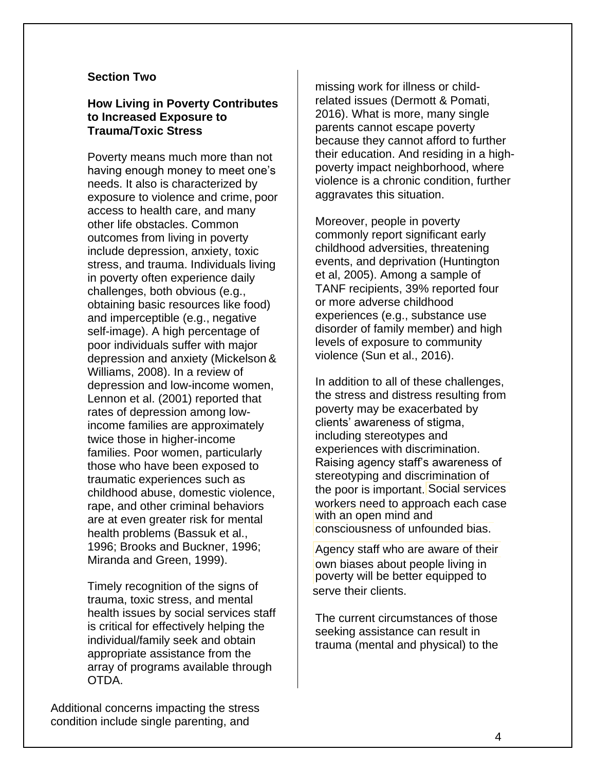## Section Two

### How Living in Poverty Contributes to Increased Exposure to Trauma/Toxic Stress

Poverty means much more than not having enough money to meet one's needs. It also is characterized by exposure to violence and crime, poor access to health care, and many other life obstacles. Common outcomes from living in poverty include depression, anxiety, toxic stress, and trauma. Individuals living in poverty often experience daily challenges, both obvious (e.g., obtaining basic resources like food) and imperceptible (e.g., negative self-image). A high percentage of poor individuals suffer with major depression and anxiety (Mickelson & Williams, 2008). In a review of depression and low-income women, Lennon et al. (2001) reported that rates of depression among low-income families are approximately twice those in higher-income families. Poor women, particularly those who have been exposed to traumatic experiences such as childhood abuse, domestic violence, rape, and other criminal behaviors are at even greater risk for mental health problems (Bassuk et al., 1996; Brooks and Buckner, 1996; Miranda and Green, 1999).

Timely recognition of the signs of trauma, toxic stress, and mental health issues by social services staff is critical for effectively helping the individual/family seek and obtain appropriate assistance from the array of programs available through OTDA.

Additional concerns impacting the stress condition include single parenting, and missing work for illness or child-related issues (Dermott & Pomati, 2016). What is more, many single parents cannot escape poverty because they cannot afford to further their education. And residing in a high-poverty impact neighborhood, where violence is a chronic condition, further aggravates this situation.

Moreover, people in poverty commonly report significant early childhood adversities, threatening events, and deprivation (Huntington et al, 2005). Among a sample of TANF recipients, 39% reported four or more adverse childhood experiences (e.g., substance use disorder of family member) and high levels of exposure to community violence (Sun et al., 2016).

In addition to all of these challenges, the stress and distress resulting from poverty may be exacerbated by clients' awareness of stigma, including stereotypes and experiences with discrimination. Raising agency staff's awareness of stereotyping and discrimination of the poor is important. Social services workers need to approach each case with an open mind and consciousness of unfounded bias.

Agency staff who are aware of their own biases about people living in poverty will be better equipped to serve their clients.

The current circumstances of those seeking assistance can result in trauma (mental and physical) to the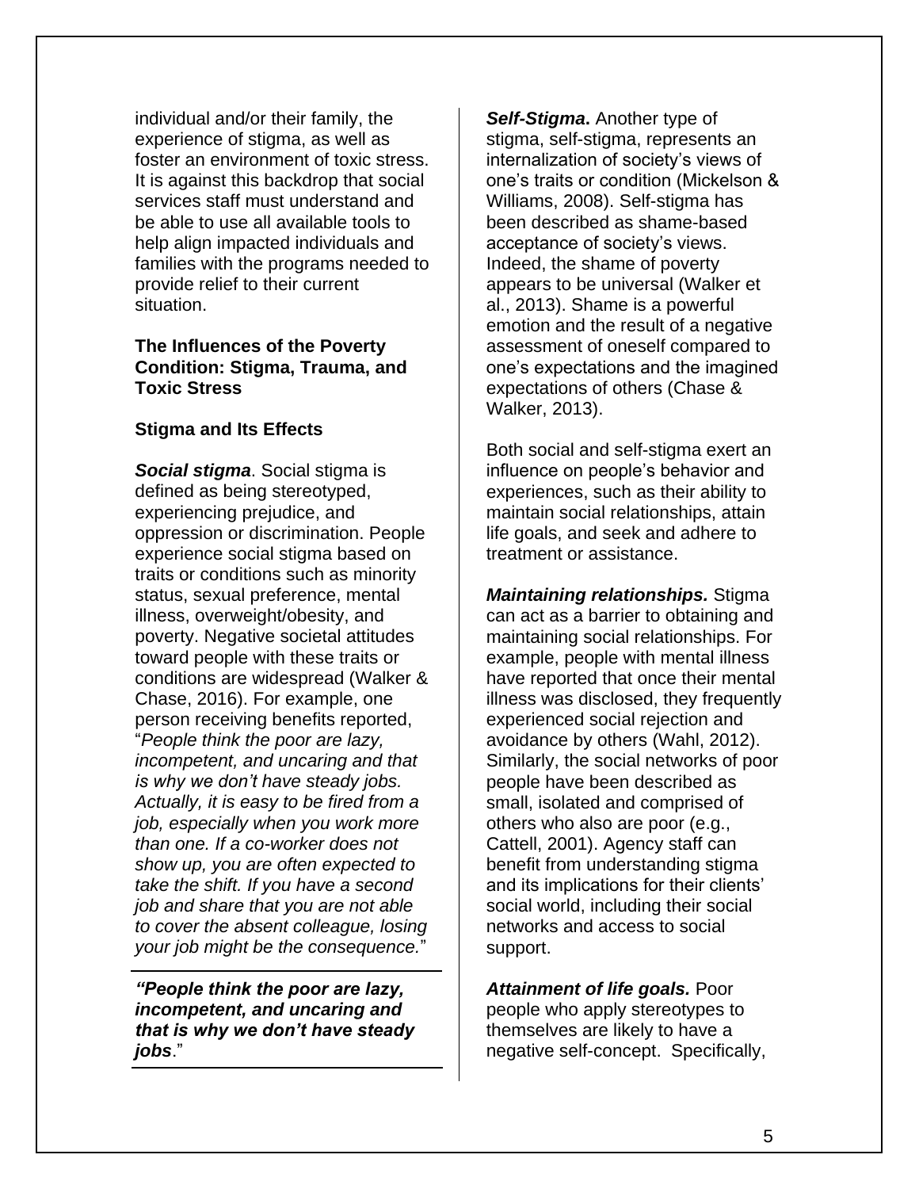individual and/or their family, the experience of stigma, as well as foster an environment of toxic stress. It is against this backdrop that social services staff must understand and be able to use all available tools to help align impacted individuals and families with the programs needed to provide relief to their current situation.

## The Influences of the Poverty Condition: Stigma, Trauma, and Toxic Stress

### Stigma and Its Effects

***Social stigma***. Social stigma is defined as being stereotyped, experiencing prejudice, and oppression or discrimination. People experience social stigma based on traits or conditions such as minority status, sexual preference, mental illness, overweight/obesity, and poverty. Negative societal attitudes toward people with these traits or conditions are widespread (Walker & Chase, 2016). For example, one person receiving benefits reported, "*People think the poor are lazy, incompetent, and uncaring and that is why we don't have steady jobs. Actually, it is easy to be fired from a job, especially when you work more than one. If a co-worker does not show up, you are often expected to take the shift. If you have a second job and share that you are not able to cover the absent colleague, losing your job might be the consequence.*"

***"People think the poor are lazy, incompetent, and uncaring and that is why we don't have steady jobs***."

***Self-Stigma*.** Another type of stigma, self-stigma, represents an internalization of society's views of one's traits or condition (Mickelson & Williams, 2008). Self-stigma has been described as shame-based acceptance of society's views. Indeed, the shame of poverty appears to be universal (Walker et al., 2013). Shame is a powerful emotion and the result of a negative assessment of oneself compared to one's expectations and the imagined expectations of others (Chase & Walker, 2013).

Both social and self-stigma exert an influence on people's behavior and experiences, such as their ability to maintain social relationships, attain life goals, and seek and adhere to treatment or assistance.

***Maintaining relationships.*** Stigma can act as a barrier to obtaining and maintaining social relationships. For example, people with mental illness have reported that once their mental illness was disclosed, they frequently experienced social rejection and avoidance by others (Wahl, 2012). Similarly, the social networks of poor people have been described as small, isolated and comprised of others who also are poor (e.g., Cattell, 2001). Agency staff can benefit from understanding stigma and its implications for their clients' social world, including their social networks and access to social support.

***Attainment of life goals.*** Poor people who apply stereotypes to themselves are likely to have a negative self-concept. Specifically,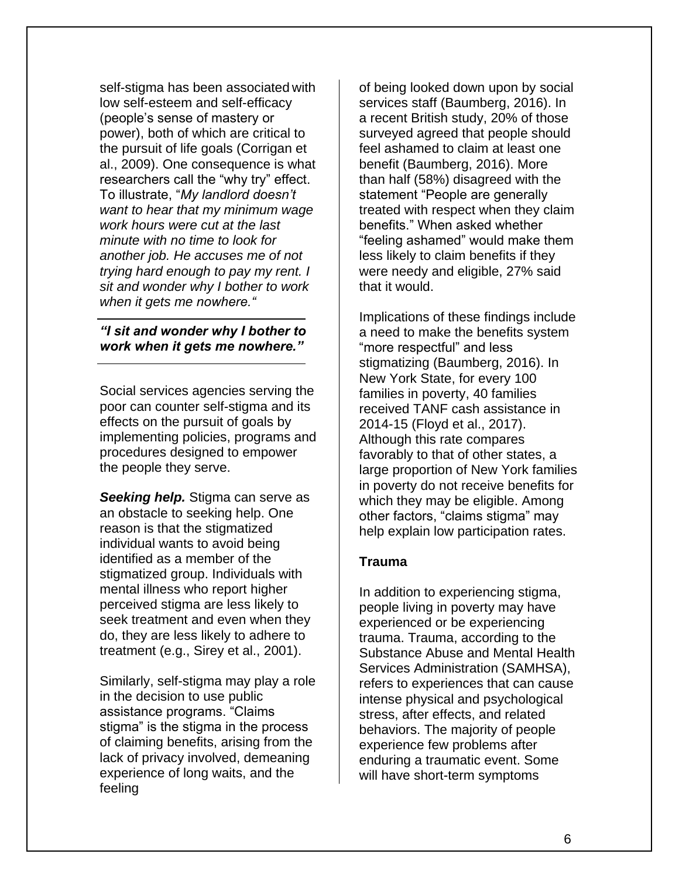self-stigma has been associated with low self-esteem and self-efficacy (people's sense of mastery or power), both of which are critical to the pursuit of life goals (Corrigan et al., 2009). One consequence is what researchers call the "why try" effect. To illustrate, "*My landlord doesn't want to hear that my minimum wage work hours were cut at the last minute with no time to look for another job. He accuses me of not trying hard enough to pay my rent. I sit and wonder why I bother to work when it gets me nowhere.*"

***"I sit and wonder why I bother to work when it gets me nowhere."***

Social services agencies serving the poor can counter self-stigma and its effects on the pursuit of goals by implementing policies, programs and procedures designed to empower the people they serve.

***Seeking help.*** Stigma can serve as an obstacle to seeking help. One reason is that the stigmatized individual wants to avoid being identified as a member of the stigmatized group. Individuals with mental illness who report higher perceived stigma are less likely to seek treatment and even when they do, they are less likely to adhere to treatment (e.g., Sirey et al., 2001).

Similarly, self-stigma may play a role in the decision to use public assistance programs. "Claims stigma" is the stigma in the process of claiming benefits, arising from the lack of privacy involved, demeaning experience of long waits, and the feeling of being looked down upon by social services staff (Baumberg, 2016). In a recent British study, 20% of those surveyed agreed that people should feel ashamed to claim at least one benefit (Baumberg, 2016). More than half (58%) disagreed with the statement "People are generally treated with respect when they claim benefits." When asked whether "feeling ashamed" would make them less likely to claim benefits if they were needy and eligible, 27% said that it would.

Implications of these findings include a need to make the benefits system "more respectful" and less stigmatizing (Baumberg, 2016). In New York State, for every 100 families in poverty, 40 families received TANF cash assistance in 2014-15 (Floyd et al., 2017). Although this rate compares favorably to that of other states, a large proportion of New York families in poverty do not receive benefits for which they may be eligible. Among other factors, "claims stigma" may help explain low participation rates.

### Trauma

In addition to experiencing stigma, people living in poverty may have experienced or be experiencing trauma. Trauma, according to the Substance Abuse and Mental Health Services Administration (SAMHSA), refers to experiences that can cause intense physical and psychological stress, after effects, and related behaviors. The majority of people experience few problems after enduring a traumatic event. Some will have short-term symptoms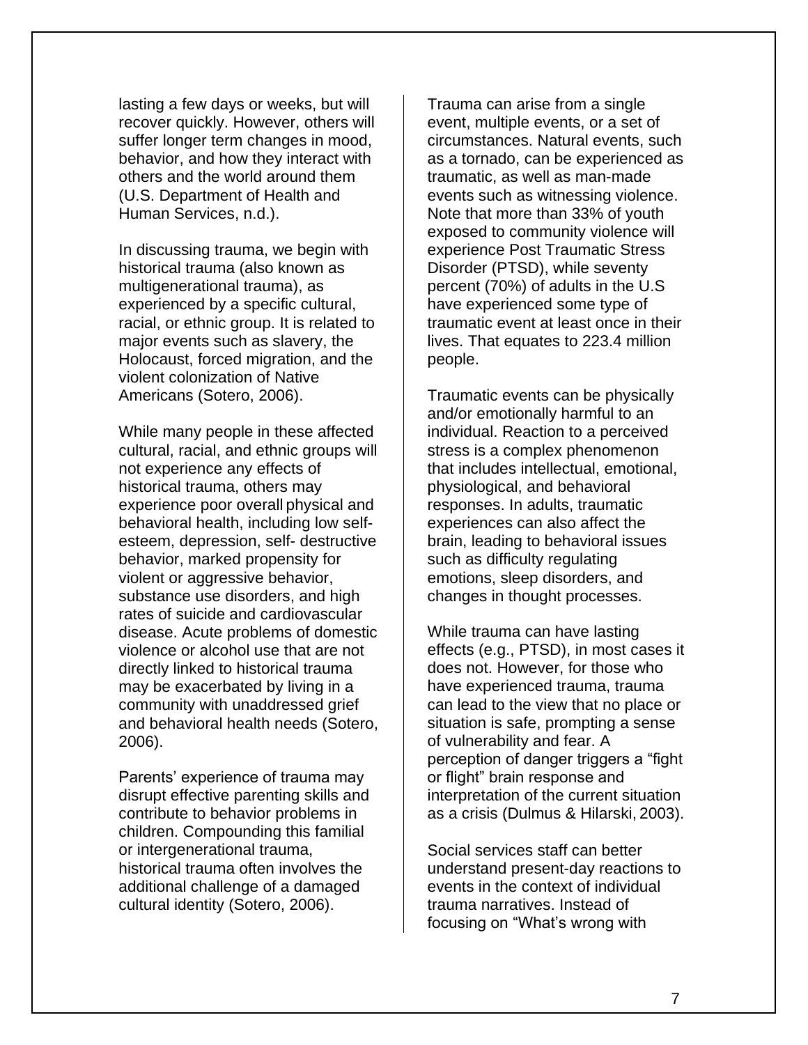lasting a few days or weeks, but will recover quickly. However, others will suffer longer term changes in mood, behavior, and how they interact with others and the world around them (U.S. Department of Health and Human Services, n.d.).

In discussing trauma, we begin with historical trauma (also known as multigenerational trauma), as experienced by a specific cultural, racial, or ethnic group. It is related to major events such as slavery, the Holocaust, forced migration, and the violent colonization of Native Americans (Sotero, 2006).

While many people in these affected cultural, racial, and ethnic groups will not experience any effects of historical trauma, others may experience poor overall physical and behavioral health, including low self-esteem, depression, self- destructive behavior, marked propensity for violent or aggressive behavior, substance use disorders, and high rates of suicide and cardiovascular disease. Acute problems of domestic violence or alcohol use that are not directly linked to historical trauma may be exacerbated by living in a community with unaddressed grief and behavioral health needs (Sotero, 2006).

Parents' experience of trauma may disrupt effective parenting skills and contribute to behavior problems in children. Compounding this familial or intergenerational trauma, historical trauma often involves the additional challenge of a damaged cultural identity (Sotero, 2006).

Trauma can arise from a single event, multiple events, or a set of circumstances. Natural events, such as a tornado, can be experienced as traumatic, as well as man-made events such as witnessing violence. Note that more than 33% of youth exposed to community violence will experience Post Traumatic Stress Disorder (PTSD), while seventy percent (70%) of adults in the U.S have experienced some type of traumatic event at least once in their lives. That equates to 223.4 million people.

Traumatic events can be physically and/or emotionally harmful to an individual. Reaction to a perceived stress is a complex phenomenon that includes intellectual, emotional, physiological, and behavioral responses. In adults, traumatic experiences can also affect the brain, leading to behavioral issues such as difficulty regulating emotions, sleep disorders, and changes in thought processes.

While trauma can have lasting effects (e.g., PTSD), in most cases it does not. However, for those who have experienced trauma, trauma can lead to the view that no place or situation is safe, prompting a sense of vulnerability and fear. A perception of danger triggers a "fight or flight" brain response and interpretation of the current situation as a crisis (Dulmus & Hilarski, 2003).

Social services staff can better understand present-day reactions to events in the context of individual trauma narratives. Instead of focusing on "What's wrong with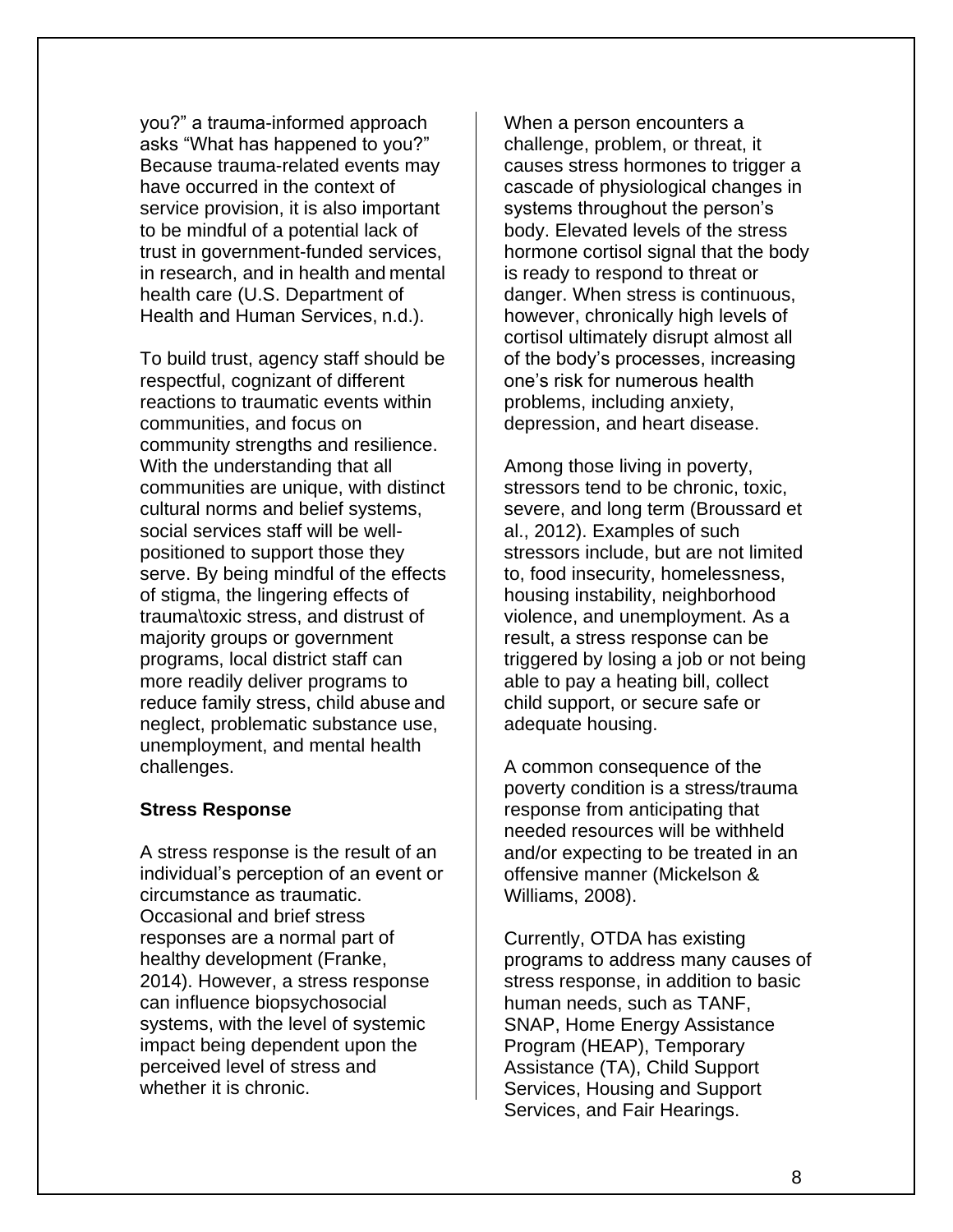you?" a trauma-informed approach asks "What has happened to you?" Because trauma-related events may have occurred in the context of service provision, it is also important to be mindful of a potential lack of trust in government-funded services, in research, and in health and mental health care (U.S. Department of Health and Human Services, n.d.).

To build trust, agency staff should be respectful, cognizant of different reactions to traumatic events within communities, and focus on community strengths and resilience. With the understanding that all communities are unique, with distinct cultural norms and belief systems, social services staff will be well-positioned to support those they serve. By being mindful of the effects of stigma, the lingering effects of trauma\toxic stress, and distrust of majority groups or government programs, local district staff can more readily deliver programs to reduce family stress, child abuse and neglect, problematic substance use, unemployment, and mental health challenges.

**Stress Response**

A stress response is the result of an individual's perception of an event or circumstance as traumatic. Occasional and brief stress responses are a normal part of healthy development (Franke, 2014). However, a stress response can influence biopsychosocial systems, with the level of systemic impact being dependent upon the perceived level of stress and whether it is chronic.

When a person encounters a challenge, problem, or threat, it causes stress hormones to trigger a cascade of physiological changes in systems throughout the person's body. Elevated levels of the stress hormone cortisol signal that the body is ready to respond to threat or danger. When stress is continuous, however, chronically high levels of cortisol ultimately disrupt almost all of the body's processes, increasing one's risk for numerous health problems, including anxiety, depression, and heart disease.

Among those living in poverty, stressors tend to be chronic, toxic, severe, and long term (Broussard et al., 2012). Examples of such stressors include, but are not limited to, food insecurity, homelessness, housing instability, neighborhood violence, and unemployment. As a result, a stress response can be triggered by losing a job or not being able to pay a heating bill, collect child support, or secure safe or adequate housing.

A common consequence of the poverty condition is a stress/trauma response from anticipating that needed resources will be withheld and/or expecting to be treated in an offensive manner (Mickelson & Williams, 2008).

Currently, OTDA has existing programs to address many causes of stress response, in addition to basic human needs, such as TANF, SNAP, Home Energy Assistance Program (HEAP), Temporary Assistance (TA), Child Support Services, Housing and Support Services, and Fair Hearings.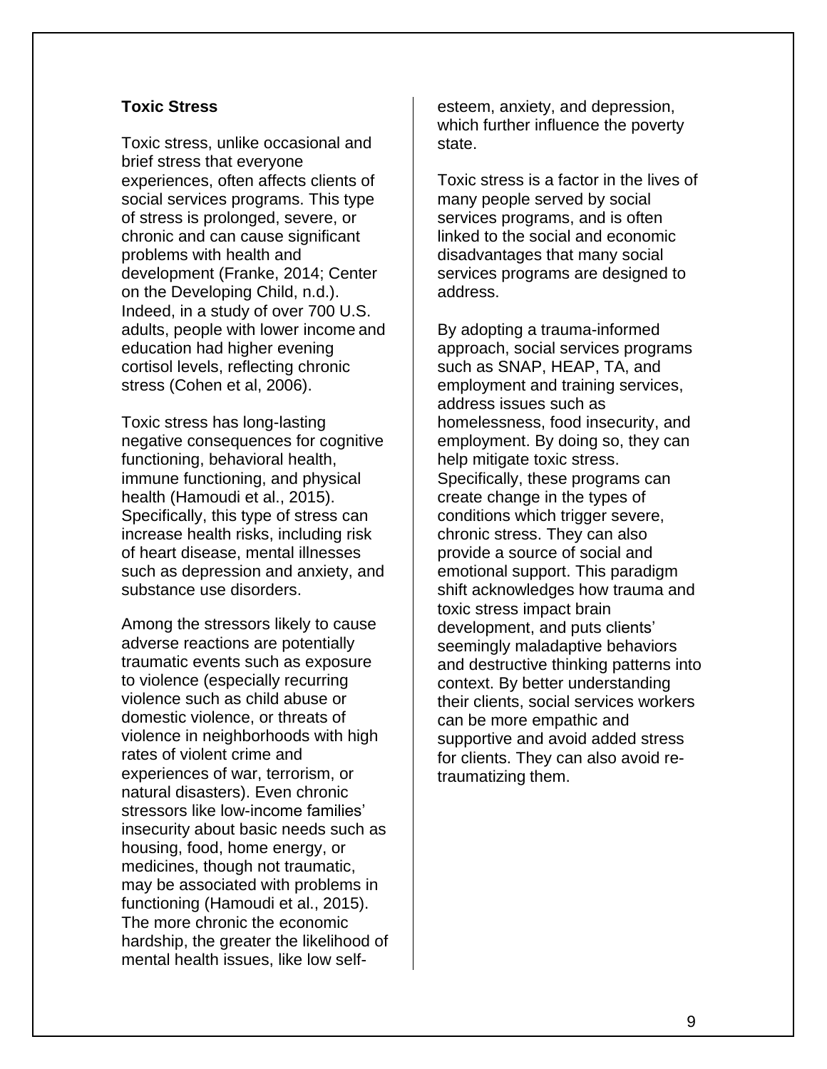## Toxic Stress

Toxic stress, unlike occasional and brief stress that everyone experiences, often affects clients of social services programs. This type of stress is prolonged, severe, or chronic and can cause significant problems with health and development (Franke, 2014; Center on the Developing Child, n.d.). Indeed, in a study of over 700 U.S. adults, people with lower income and education had higher evening cortisol levels, reflecting chronic stress (Cohen et al, 2006).

Toxic stress has long-lasting negative consequences for cognitive functioning, behavioral health, immune functioning, and physical health (Hamoudi et al., 2015). Specifically, this type of stress can increase health risks, including risk of heart disease, mental illnesses such as depression and anxiety, and substance use disorders.

Among the stressors likely to cause adverse reactions are potentially traumatic events such as exposure to violence (especially recurring violence such as child abuse or domestic violence, or threats of violence in neighborhoods with high rates of violent crime and experiences of war, terrorism, or natural disasters). Even chronic stressors like low-income families' insecurity about basic needs such as housing, food, home energy, or medicines, though not traumatic, may be associated with problems in functioning (Hamoudi et al., 2015). The more chronic the economic hardship, the greater the likelihood of mental health issues, like low self-esteem, anxiety, and depression, which further influence the poverty state.

Toxic stress is a factor in the lives of many people served by social services programs, and is often linked to the social and economic disadvantages that many social services programs are designed to address.

By adopting a trauma-informed approach, social services programs such as SNAP, HEAP, TA, and employment and training services, address issues such as homelessness, food insecurity, and employment. By doing so, they can help mitigate toxic stress. Specifically, these programs can create change in the types of conditions which trigger severe, chronic stress. They can also provide a source of social and emotional support. This paradigm shift acknowledges how trauma and toxic stress impact brain development, and puts clients' seemingly maladaptive behaviors and destructive thinking patterns into context. By better understanding their clients, social services workers can be more empathic and supportive and avoid added stress for clients. They can also avoid re-traumatizing them.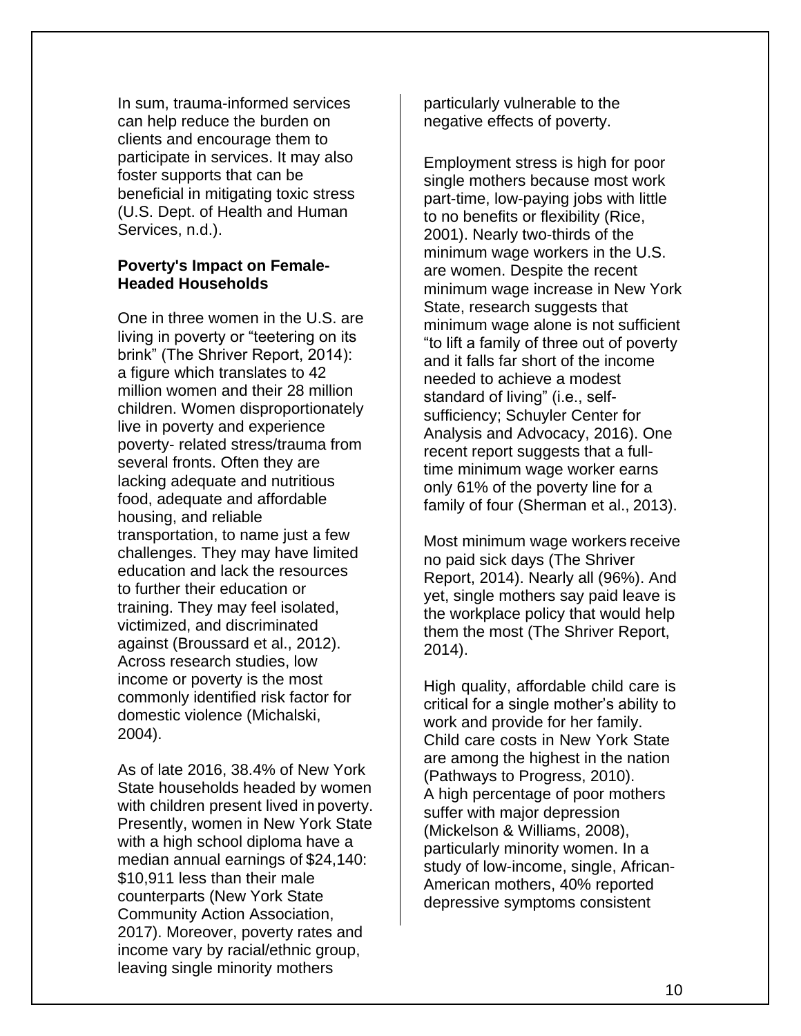In sum, trauma-informed services can help reduce the burden on clients and encourage them to participate in services. It may also foster supports that can be beneficial in mitigating toxic stress (U.S. Dept. of Health and Human Services, n.d.).

**Poverty's Impact on Female-Headed Households**

One in three women in the U.S. are living in poverty or "teetering on its brink" (The Shriver Report, 2014): a figure which translates to 42 million women and their 28 million children. Women disproportionately live in poverty and experience poverty- related stress/trauma from several fronts. Often they are lacking adequate and nutritious food, adequate and affordable housing, and reliable transportation, to name just a few challenges. They may have limited education and lack the resources to further their education or training. They may feel isolated, victimized, and discriminated against (Broussard et al., 2012). Across research studies, low income or poverty is the most commonly identified risk factor for domestic violence (Michalski, 2004).

As of late 2016, 38.4% of New York State households headed by women with children present lived in poverty. Presently, women in New York State with a high school diploma have a median annual earnings of $24,140: $10,911 less than their male counterparts (New York State Community Action Association, 2017). Moreover, poverty rates and income vary by racial/ethnic group, leaving single minority mothers particularly vulnerable to the negative effects of poverty.

Employment stress is high for poor single mothers because most work part-time, low-paying jobs with little to no benefits or flexibility (Rice, 2001). Nearly two-thirds of the minimum wage workers in the U.S. are women. Despite the recent minimum wage increase in New York State, research suggests that minimum wage alone is not sufficient "to lift a family of three out of poverty and it falls far short of the income needed to achieve a modest standard of living" (i.e., self-sufficiency; Schuyler Center for Analysis and Advocacy, 2016). One recent report suggests that a full-time minimum wage worker earns only 61% of the poverty line for a family of four (Sherman et al., 2013).

Most minimum wage workers receive no paid sick days (The Shriver Report, 2014). Nearly all (96%). And yet, single mothers say paid leave is the workplace policy that would help them the most (The Shriver Report, 2014).

High quality, affordable child care is critical for a single mother's ability to work and provide for her family. Child care costs in New York State are among the highest in the nation (Pathways to Progress, 2010).
A high percentage of poor mothers suffer with major depression (Mickelson & Williams, 2008), particularly minority women. In a study of low-income, single, African-American mothers, 40% reported depressive symptoms consistent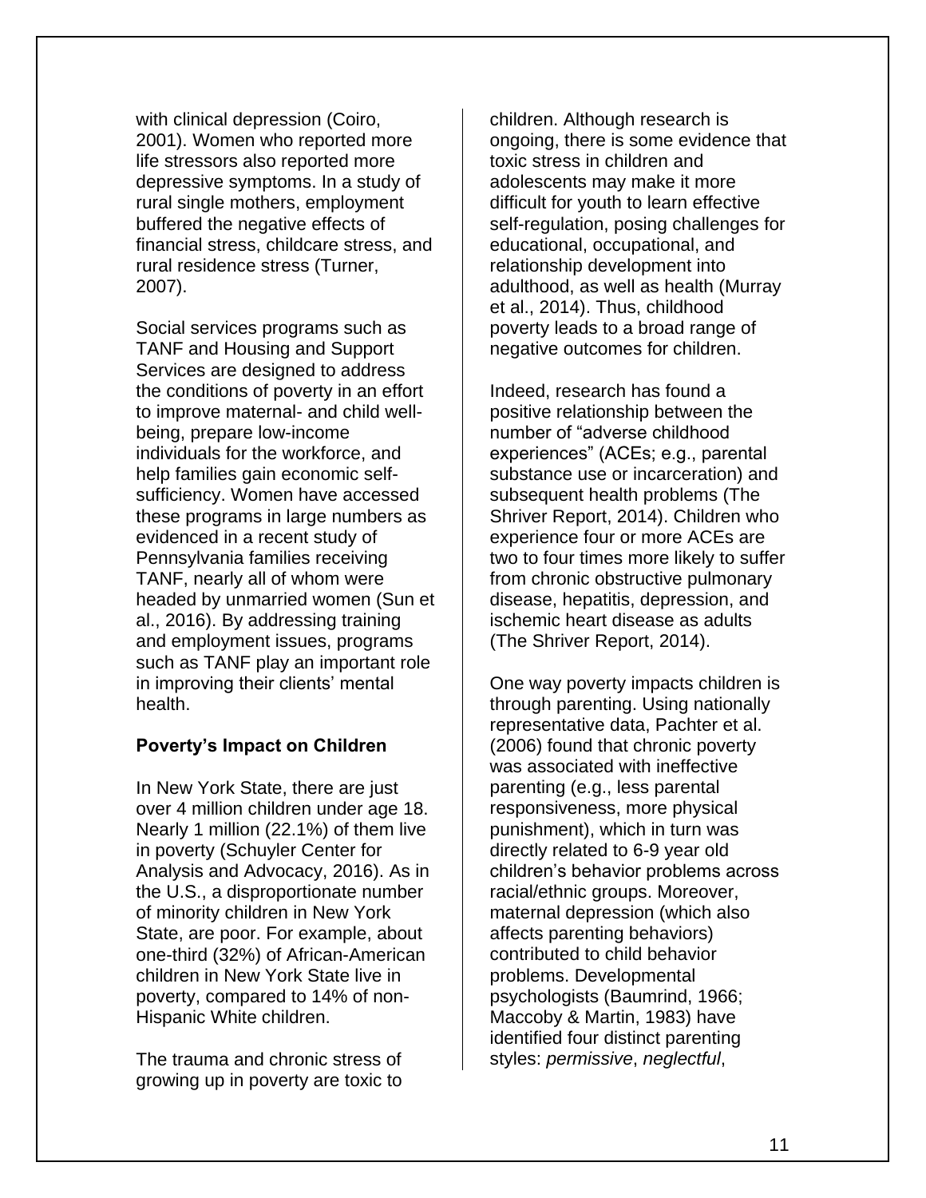with clinical depression (Coiro, 2001). Women who reported more life stressors also reported more depressive symptoms. In a study of rural single mothers, employment buffered the negative effects of financial stress, childcare stress, and rural residence stress (Turner, 2007).

Social services programs such as TANF and Housing and Support Services are designed to address the conditions of poverty in an effort to improve maternal- and child well-being, prepare low-income individuals for the workforce, and help families gain economic self-sufficiency. Women have accessed these programs in large numbers as evidenced in a recent study of Pennsylvania families receiving TANF, nearly all of whom were headed by unmarried women (Sun et al., 2016). By addressing training and employment issues, programs such as TANF play an important role in improving their clients' mental health.

### Poverty's Impact on Children

In New York State, there are just over 4 million children under age 18. Nearly 1 million (22.1%) of them live in poverty (Schuyler Center for Analysis and Advocacy, 2016). As in the U.S., a disproportionate number of minority children in New York State, are poor. For example, about one-third (32%) of African-American children in New York State live in poverty, compared to 14% of non-Hispanic White children.

The trauma and chronic stress of growing up in poverty are toxic to children. Although research is ongoing, there is some evidence that toxic stress in children and adolescents may make it more difficult for youth to learn effective self-regulation, posing challenges for educational, occupational, and relationship development into adulthood, as well as health (Murray et al., 2014). Thus, childhood poverty leads to a broad range of negative outcomes for children.

Indeed, research has found a positive relationship between the number of "adverse childhood experiences" (ACEs; e.g., parental substance use or incarceration) and subsequent health problems (The Shriver Report, 2014). Children who experience four or more ACEs are two to four times more likely to suffer from chronic obstructive pulmonary disease, hepatitis, depression, and ischemic heart disease as adults (The Shriver Report, 2014).

One way poverty impacts children is through parenting. Using nationally representative data, Pachter et al. (2006) found that chronic poverty was associated with ineffective parenting (e.g., less parental responsiveness, more physical punishment), which in turn was directly related to 6-9 year old children's behavior problems across racial/ethnic groups. Moreover, maternal depression (which also affects parenting behaviors) contributed to child behavior problems. Developmental psychologists (Baumrind, 1966; Maccoby & Martin, 1983) have identified four distinct parenting styles: *permissive*, *neglectful*,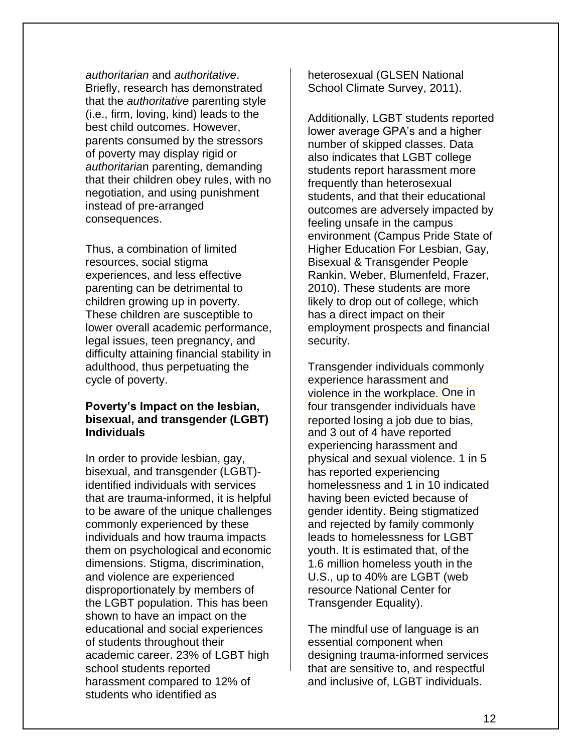*authoritarian* and *authoritative*. Briefly, research has demonstrated that the *authoritative* parenting style (i.e., firm, loving, kind) leads to the best child outcomes. However, parents consumed by the stressors of poverty may display rigid or *authoritaria*n parenting, demanding that their children obey rules, with no negotiation, and using punishment instead of pre-arranged consequences.

Thus, a combination of limited resources, social stigma experiences, and less effective parenting can be detrimental to children growing up in poverty. These children are susceptible to lower overall academic performance, legal issues, teen pregnancy, and difficulty attaining financial stability in adulthood, thus perpetuating the cycle of poverty.

**Poverty's Impact on the lesbian, bisexual, and transgender (LGBT) Individuals**

In order to provide lesbian, gay, bisexual, and transgender (LGBT)-identified individuals with services that are trauma-informed, it is helpful to be aware of the unique challenges commonly experienced by these individuals and how trauma impacts them on psychological and economic dimensions. Stigma, discrimination, and violence are experienced disproportionately by members of the LGBT population. This has been shown to have an impact on the educational and social experiences of students throughout their academic career. 23% of LGBT high school students reported harassment compared to 12% of students who identified as heterosexual (GLSEN National School Climate Survey, 2011).

Additionally, LGBT students reported lower average GPA's and a higher number of skipped classes. Data also indicates that LGBT college students report harassment more frequently than heterosexual students, and that their educational outcomes are adversely impacted by feeling unsafe in the campus environment (Campus Pride State of Higher Education For Lesbian, Gay, Bisexual & Transgender People Rankin, Weber, Blumenfeld, Frazer, 2010). These students are more likely to drop out of college, which has a direct impact on their employment prospects and financial security.

Transgender individuals commonly experience harassment and violence in the workplace. One in four transgender individuals have reported losing a job due to bias, and 3 out of 4 have reported experiencing harassment and physical and sexual violence. 1 in 5 has reported experiencing homelessness and 1 in 10 indicated having been evicted because of gender identity. Being stigmatized and rejected by family commonly leads to homelessness for LGBT youth. It is estimated that, of the 1.6 million homeless youth in the U.S., up to 40% are LGBT (web resource National Center for Transgender Equality).

The mindful use of language is an essential component when designing trauma-informed services that are sensitive to, and respectful and inclusive of, LGBT individuals.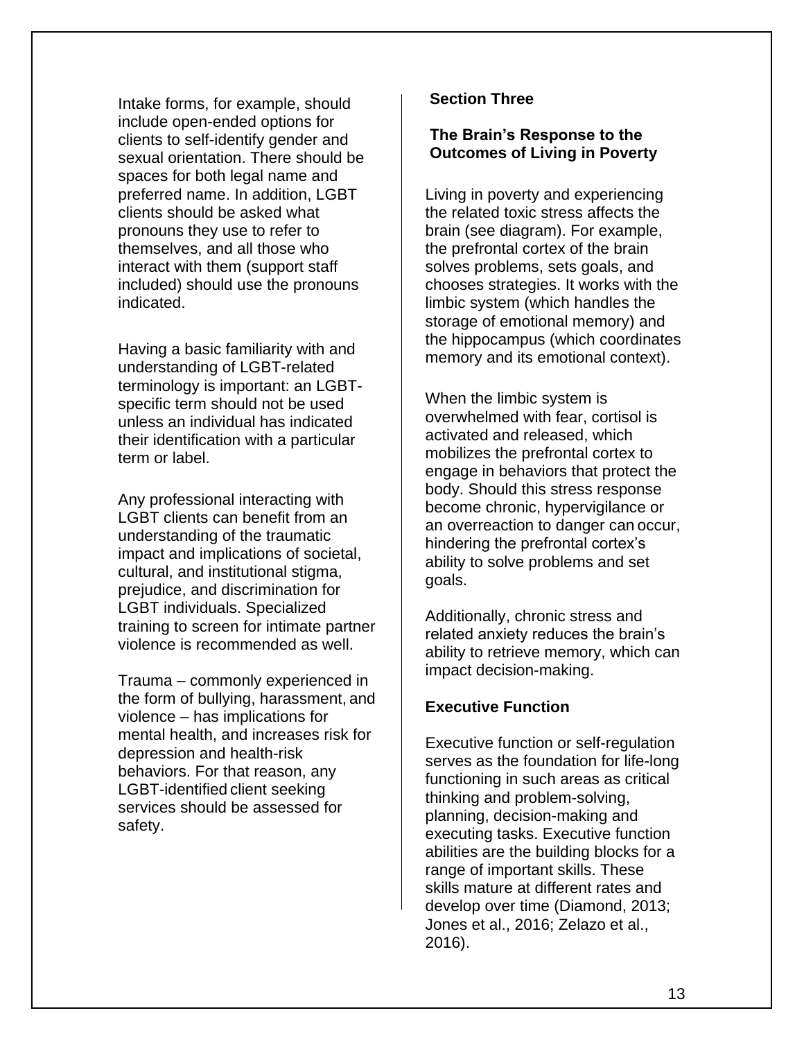Intake forms, for example, should include open-ended options for clients to self-identify gender and sexual orientation. There should be spaces for both legal name and preferred name. In addition, LGBT clients should be asked what pronouns they use to refer to themselves, and all those who interact with them (support staff included) should use the pronouns indicated.

Having a basic familiarity with and understanding of LGBT-related terminology is important: an LGBT-specific term should not be used unless an individual has indicated their identification with a particular term or label.

Any professional interacting with LGBT clients can benefit from an understanding of the traumatic impact and implications of societal, cultural, and institutional stigma, prejudice, and discrimination for LGBT individuals. Specialized training to screen for intimate partner violence is recommended as well.

Trauma – commonly experienced in the form of bullying, harassment, and violence – has implications for mental health, and increases risk for depression and health-risk behaviors. For that reason, any LGBT-identified client seeking services should be assessed for safety.

## Section Three

## The Brain's Response to the Outcomes of Living in Poverty

Living in poverty and experiencing the related toxic stress affects the brain (see diagram). For example, the prefrontal cortex of the brain solves problems, sets goals, and chooses strategies. It works with the limbic system (which handles the storage of emotional memory) and the hippocampus (which coordinates memory and its emotional context).

When the limbic system is overwhelmed with fear, cortisol is activated and released, which mobilizes the prefrontal cortex to engage in behaviors that protect the body. Should this stress response become chronic, hypervigilance or an overreaction to danger can occur, hindering the prefrontal cortex's ability to solve problems and set goals.

Additionally, chronic stress and related anxiety reduces the brain's ability to retrieve memory, which can impact decision-making.

### Executive Function

Executive function or self-regulation serves as the foundation for life-long functioning in such areas as critical thinking and problem-solving, planning, decision-making and executing tasks. Executive function abilities are the building blocks for a range of important skills. These skills mature at different rates and develop over time (Diamond, 2013; Jones et al., 2016; Zelazo et al., 2016).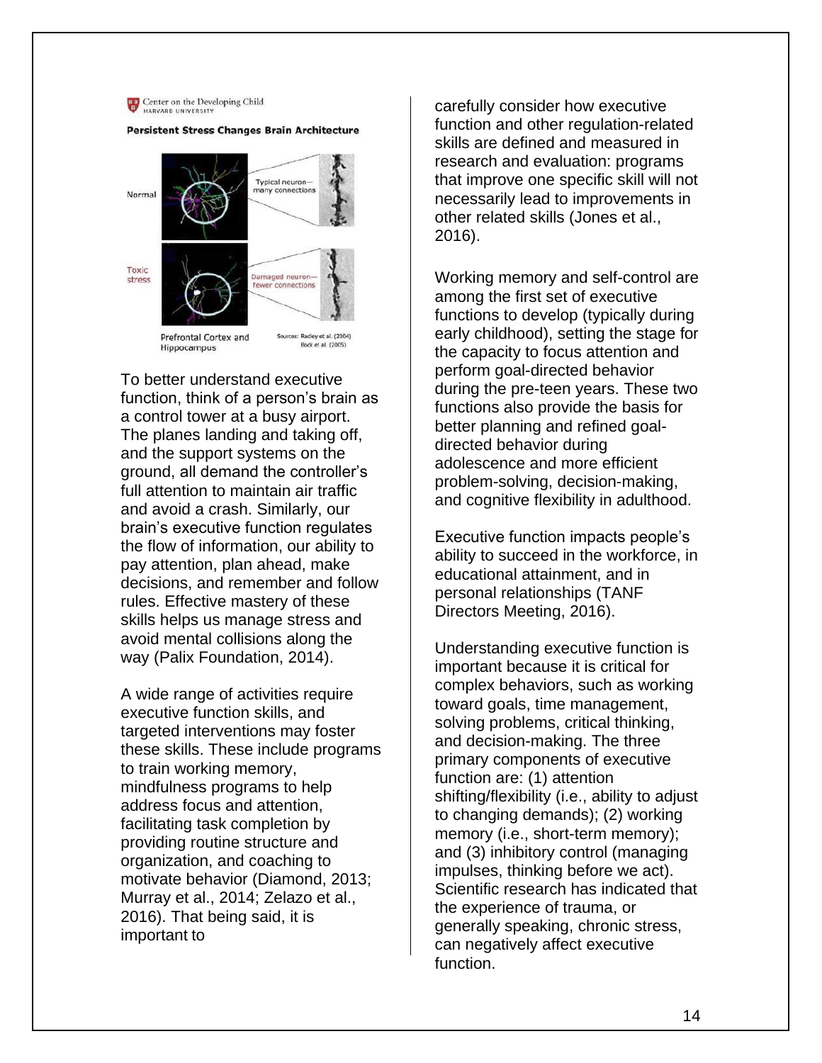Center on the Developing Child
HARVARD UNIVERSITY

**Persistent Stress Changes Brain Architecture**

Normal

Typical neuron—many connections

Toxic stress

Damaged neuron—fewer connections

Prefrontal Cortex and Hippocampus

Sources: Radley et al. (2004) Bock et al. (2005)

To better understand executive function, think of a person's brain as a control tower at a busy airport. The planes landing and taking off, and the support systems on the ground, all demand the controller's full attention to maintain air traffic and avoid a crash. Similarly, our brain's executive function regulates the flow of information, our ability to pay attention, plan ahead, make decisions, and remember and follow rules. Effective mastery of these skills helps us manage stress and avoid mental collisions along the way (Palix Foundation, 2014).

A wide range of activities require executive function skills, and targeted interventions may foster these skills. These include programs to train working memory, mindfulness programs to help address focus and attention, facilitating task completion by providing routine structure and organization, and coaching to motivate behavior (Diamond, 2013; Murray et al., 2014; Zelazo et al., 2016). That being said, it is important to carefully consider how executive function and other regulation-related skills are defined and measured in research and evaluation: programs that improve one specific skill will not necessarily lead to improvements in other related skills (Jones et al., 2016).

Working memory and self-control are among the first set of executive functions to develop (typically during early childhood), setting the stage for the capacity to focus attention and perform goal-directed behavior during the pre-teen years. These two functions also provide the basis for better planning and refined goal-directed behavior during adolescence and more efficient problem-solving, decision-making, and cognitive flexibility in adulthood.

Executive function impacts people's ability to succeed in the workforce, in educational attainment, and in personal relationships (TANF Directors Meeting, 2016).

Understanding executive function is important because it is critical for complex behaviors, such as working toward goals, time management, solving problems, critical thinking, and decision-making. The three primary components of executive function are: (1) attention shifting/flexibility (i.e., ability to adjust to changing demands); (2) working memory (i.e., short-term memory); and (3) inhibitory control (managing impulses, thinking before we act). Scientific research has indicated that the experience of trauma, or generally speaking, chronic stress, can negatively affect executive function.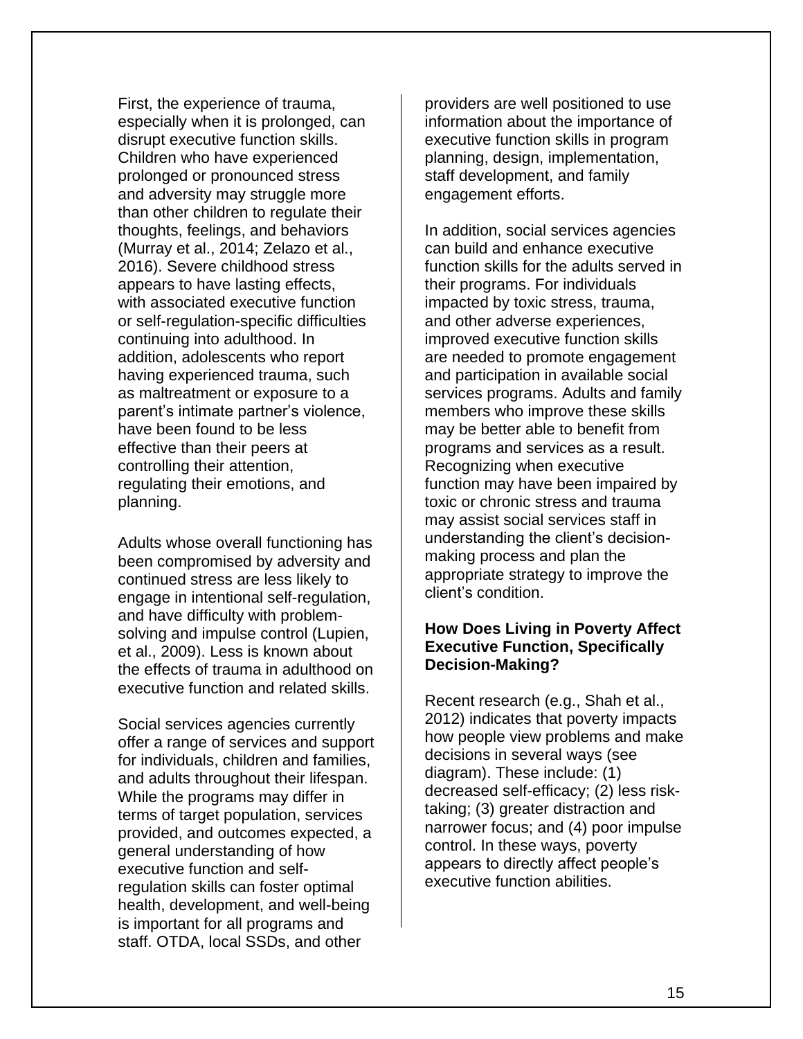First, the experience of trauma, especially when it is prolonged, can disrupt executive function skills. Children who have experienced prolonged or pronounced stress and adversity may struggle more than other children to regulate their thoughts, feelings, and behaviors (Murray et al., 2014; Zelazo et al., 2016). Severe childhood stress appears to have lasting effects, with associated executive function or self-regulation-specific difficulties continuing into adulthood. In addition, adolescents who report having experienced trauma, such as maltreatment or exposure to a parent's intimate partner's violence, have been found to be less effective than their peers at controlling their attention, regulating their emotions, and planning.

Adults whose overall functioning has been compromised by adversity and continued stress are less likely to engage in intentional self-regulation, and have difficulty with problem-solving and impulse control (Lupien, et al., 2009). Less is known about the effects of trauma in adulthood on executive function and related skills.

Social services agencies currently offer a range of services and support for individuals, children and families, and adults throughout their lifespan. While the programs may differ in terms of target population, services provided, and outcomes expected, a general understanding of how executive function and self-regulation skills can foster optimal health, development, and well-being is important for all programs and staff. OTDA, local SSDs, and other providers are well positioned to use information about the importance of executive function skills in program planning, design, implementation, staff development, and family engagement efforts.

In addition, social services agencies can build and enhance executive function skills for the adults served in their programs. For individuals impacted by toxic stress, trauma, and other adverse experiences, improved executive function skills are needed to promote engagement and participation in available social services programs. Adults and family members who improve these skills may be better able to benefit from programs and services as a result. Recognizing when executive function may have been impaired by toxic or chronic stress and trauma may assist social services staff in understanding the client's decision-making process and plan the appropriate strategy to improve the client's condition.

**How Does Living in Poverty Affect Executive Function, Specifically Decision-Making?**

Recent research (e.g., Shah et al., 2012) indicates that poverty impacts how people view problems and make decisions in several ways (see diagram). These include: (1) decreased self-efficacy; (2) less risk-taking; (3) greater distraction and narrower focus; and (4) poor impulse control. In these ways, poverty appears to directly affect people's executive function abilities.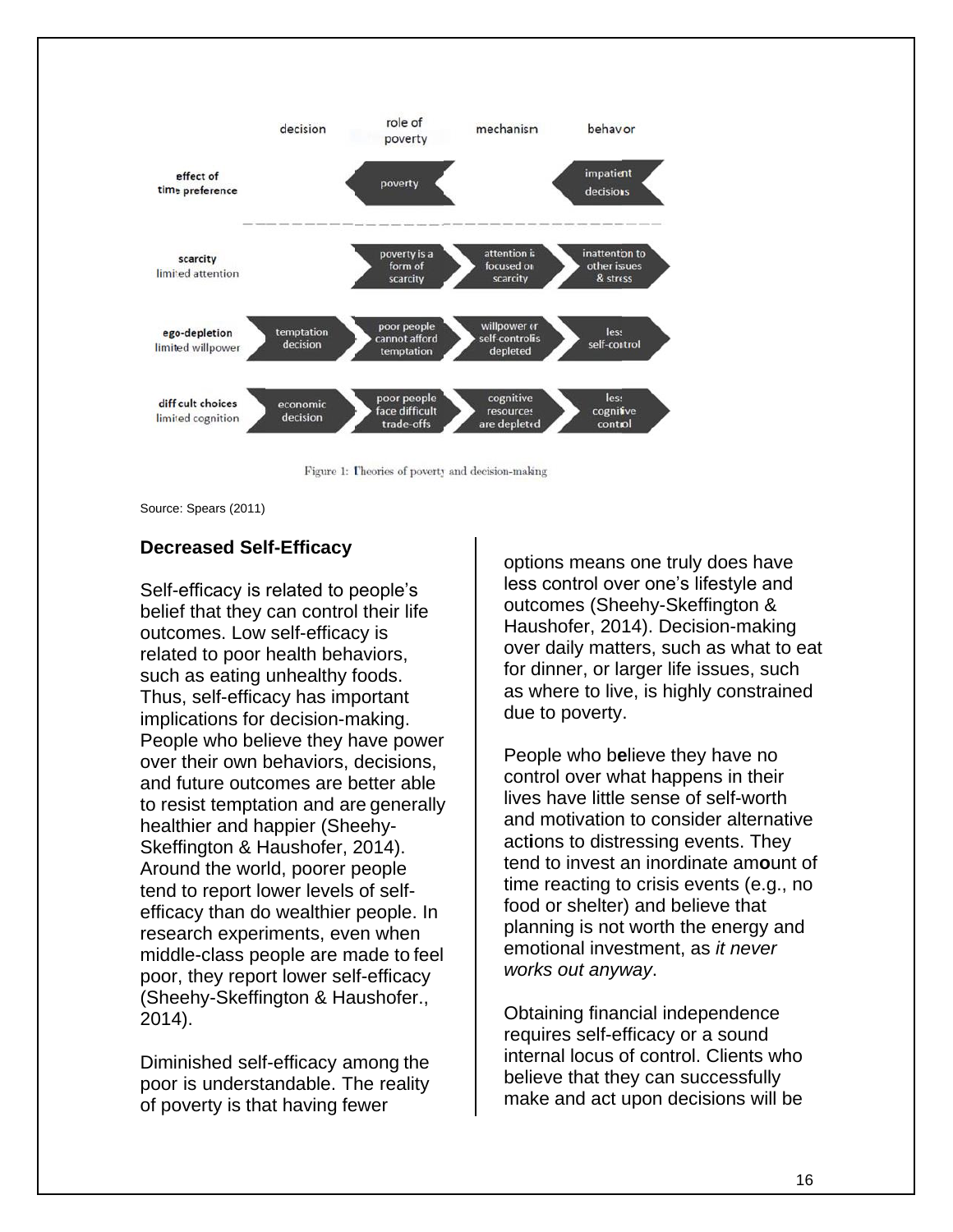decision

role of poverty

mechanism

behavior

**effect of time preference**

poverty

impatient decisions

**scarcity** limited attention

poverty is a form of scarcity

attention is focused on scarcity

inattention to other issues & stress

**ego-depletion** limited willpower

temptation decision

poor people cannot afford temptation

willpower or self-control is depleted

less self-control

**difficult choices** limited cognition

economic decision

poor people face difficult trade-offs

cognitive resources are depleted

less cognitive control

Figure 1: Theories of poverty and decision-making

Source: Spears (2011)

### Decreased Self-Efficacy

Self-efficacy is related to people's belief that they can control their life outcomes. Low self-efficacy is related to poor health behaviors, such as eating unhealthy foods. Thus, self-efficacy has important implications for decision-making. People who believe they have power over their own behaviors, decisions, and future outcomes are better able to resist temptation and are generally healthier and happier (Sheehy-Skeffington & Haushofer, 2014). Around the world, poorer people tend to report lower levels of self-efficacy than do wealthier people. In research experiments, even when middle-class people are made to feel poor, they report lower self-efficacy (Sheehy-Skeffington & Haushofer., 2014).

Diminished self-efficacy among the poor is understandable. The reality of poverty is that having fewer options means one truly does have less control over one's lifestyle and outcomes (Sheehy-Skeffington & Haushofer, 2014). Decision-making over daily matters, such as what to eat for dinner, or larger life issues, such as where to live, is highly constrained due to poverty.

People who believe they have no control over what happens in their lives have little sense of self-worth and motivation to consider alternative actions to distressing events. They tend to invest an inordinate amount of time reacting to crisis events (e.g., no food or shelter) and believe that planning is not worth the energy and emotional investment, as *it never works out anyway*.

Obtaining financial independence requires self-efficacy or a sound internal locus of control. Clients who believe that they can successfully make and act upon decisions will be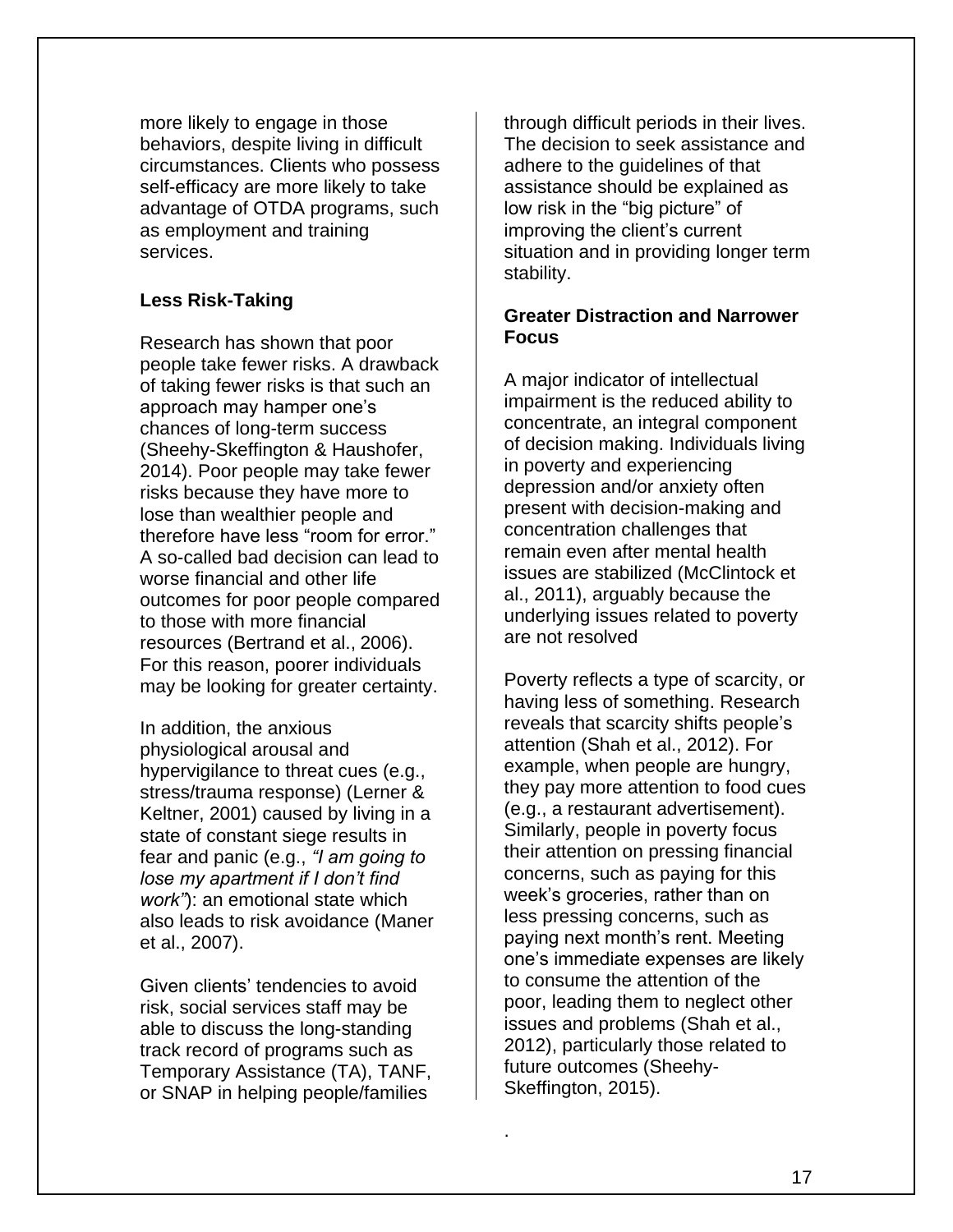more likely to engage in those behaviors, despite living in difficult circumstances. Clients who possess self-efficacy are more likely to take advantage of OTDA programs, such as employment and training services.

**Less Risk-Taking**

Research has shown that poor people take fewer risks. A drawback of taking fewer risks is that such an approach may hamper one's chances of long-term success (Sheehy-Skeffington & Haushofer, 2014). Poor people may take fewer risks because they have more to lose than wealthier people and therefore have less "room for error." A so-called bad decision can lead to worse financial and other life outcomes for poor people compared to those with more financial resources (Bertrand et al., 2006). For this reason, poorer individuals may be looking for greater certainty.

In addition, the anxious physiological arousal and hypervigilance to threat cues (e.g., stress/trauma response) (Lerner & Keltner, 2001) caused by living in a state of constant siege results in fear and panic (e.g., *"I am going to lose my apartment if I don't find work"*): an emotional state which also leads to risk avoidance (Maner et al., 2007).

Given clients' tendencies to avoid risk, social services staff may be able to discuss the long-standing track record of programs such as Temporary Assistance (TA), TANF, or SNAP in helping people/families through difficult periods in their lives. The decision to seek assistance and adhere to the guidelines of that assistance should be explained as low risk in the "big picture" of improving the client's current situation and in providing longer term stability.

**Greater Distraction and Narrower Focus**

A major indicator of intellectual impairment is the reduced ability to concentrate, an integral component of decision making. Individuals living in poverty and experiencing depression and/or anxiety often present with decision-making and concentration challenges that remain even after mental health issues are stabilized (McClintock et al., 2011), arguably because the underlying issues related to poverty are not resolved

Poverty reflects a type of scarcity, or having less of something. Research reveals that scarcity shifts people's attention (Shah et al., 2012). For example, when people are hungry, they pay more attention to food cues (e.g., a restaurant advertisement). Similarly, people in poverty focus their attention on pressing financial concerns, such as paying for this week's groceries, rather than on less pressing concerns, such as paying next month's rent. Meeting one's immediate expenses are likely to consume the attention of the poor, leading them to neglect other issues and problems (Shah et al., 2012), particularly those related to future outcomes (Sheehy-Skeffington, 2015).

.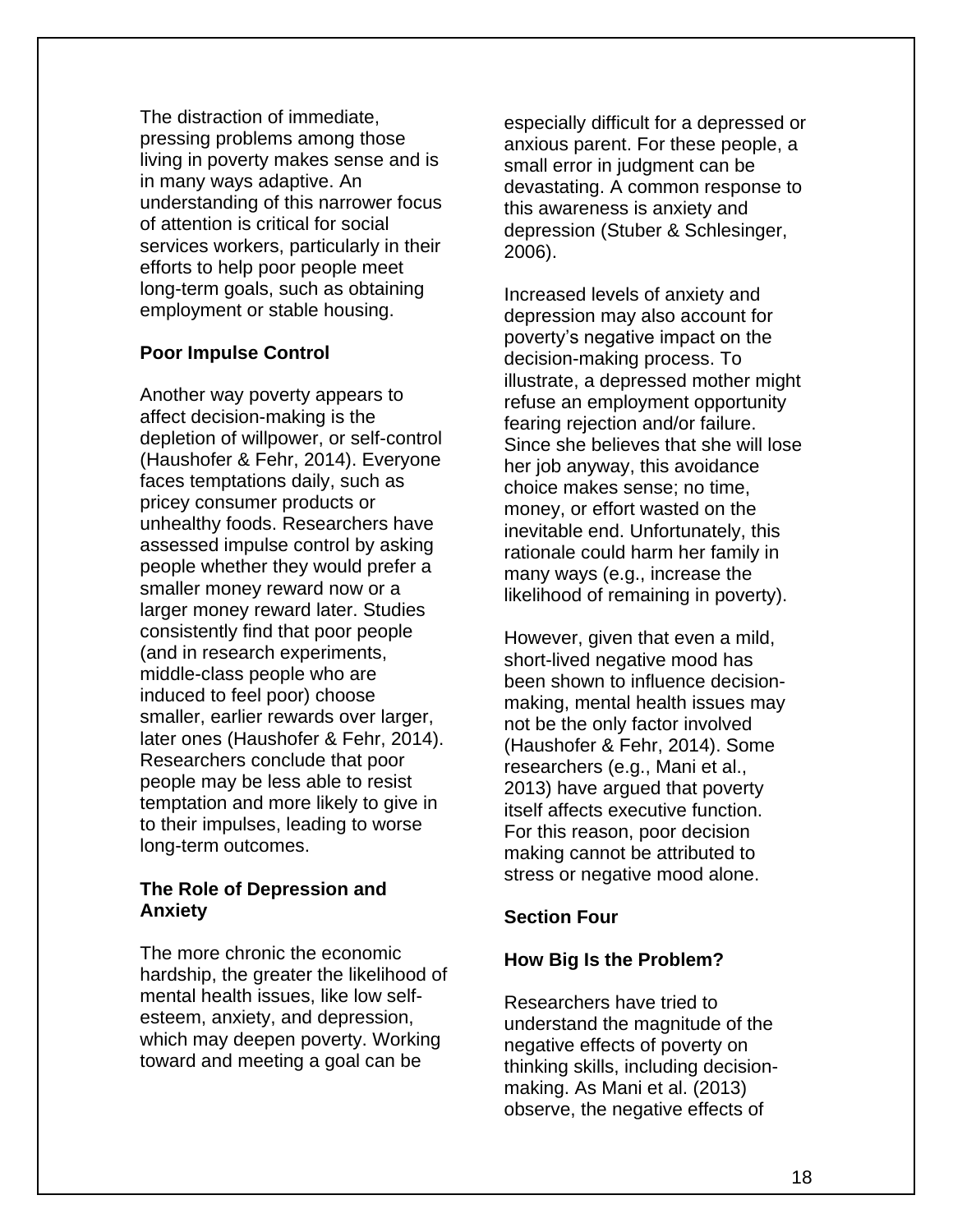The distraction of immediate, pressing problems among those living in poverty makes sense and is in many ways adaptive. An understanding of this narrower focus of attention is critical for social services workers, particularly in their efforts to help poor people meet long-term goals, such as obtaining employment or stable housing.

### Poor Impulse Control

Another way poverty appears to affect decision-making is the depletion of willpower, or self-control (Haushofer & Fehr, 2014). Everyone faces temptations daily, such as pricey consumer products or unhealthy foods. Researchers have assessed impulse control by asking people whether they would prefer a smaller money reward now or a larger money reward later. Studies consistently find that poor people (and in research experiments, middle-class people who are induced to feel poor) choose smaller, earlier rewards over larger, later ones (Haushofer & Fehr, 2014). Researchers conclude that poor people may be less able to resist temptation and more likely to give in to their impulses, leading to worse long-term outcomes.

### The Role of Depression and Anxiety

The more chronic the economic hardship, the greater the likelihood of mental health issues, like low self-esteem, anxiety, and depression, which may deepen poverty. Working toward and meeting a goal can be especially difficult for a depressed or anxious parent. For these people, a small error in judgment can be devastating. A common response to this awareness is anxiety and depression (Stuber & Schlesinger, 2006).

Increased levels of anxiety and depression may also account for poverty's negative impact on the decision-making process. To illustrate, a depressed mother might refuse an employment opportunity fearing rejection and/or failure. Since she believes that she will lose her job anyway, this avoidance choice makes sense; no time, money, or effort wasted on the inevitable end. Unfortunately, this rationale could harm her family in many ways (e.g., increase the likelihood of remaining in poverty).

However, given that even a mild, short-lived negative mood has been shown to influence decision-making, mental health issues may not be the only factor involved (Haushofer & Fehr, 2014). Some researchers (e.g., Mani et al., 2013) have argued that poverty itself affects executive function. For this reason, poor decision making cannot be attributed to stress or negative mood alone.

## Section Four

### How Big Is the Problem?

Researchers have tried to understand the magnitude of the negative effects of poverty on thinking skills, including decision-making. As Mani et al. (2013) observe, the negative effects of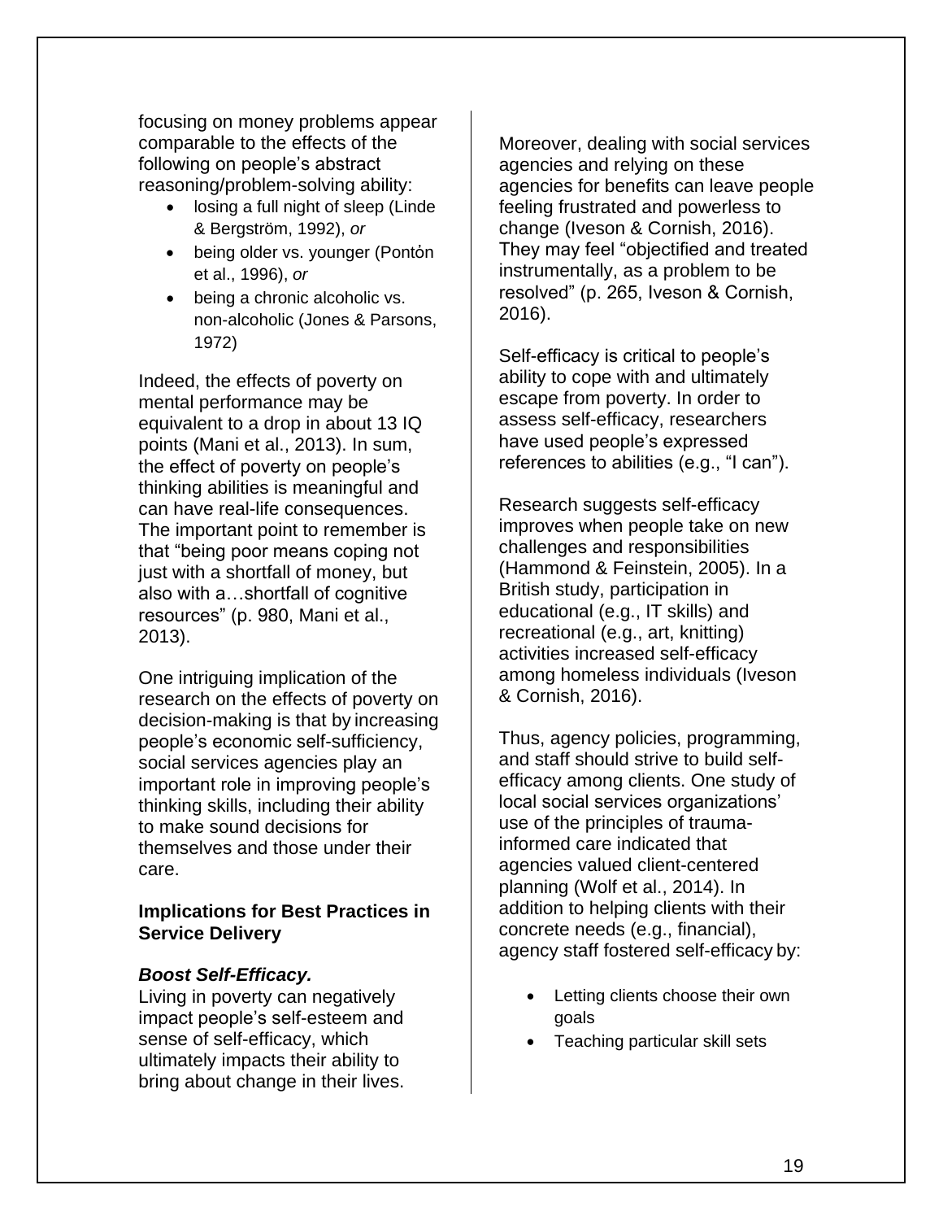focusing on money problems appear comparable to the effects of the following on people's abstract reasoning/problem-solving ability:

- losing a full night of sleep (Linde & Bergström, 1992), *or*
- being older vs. younger (Pontȯn et al., 1996), *or*
- being a chronic alcoholic vs. non-alcoholic (Jones & Parsons, 1972)

Indeed, the effects of poverty on mental performance may be equivalent to a drop in about 13 IQ points (Mani et al., 2013). In sum, the effect of poverty on people's thinking abilities is meaningful and can have real-life consequences. The important point to remember is that "being poor means coping not just with a shortfall of money, but also with a…shortfall of cognitive resources" (p. 980, Mani et al., 2013).

One intriguing implication of the research on the effects of poverty on decision-making is that by increasing people's economic self-sufficiency, social services agencies play an important role in improving people's thinking skills, including their ability to make sound decisions for themselves and those under their care.

### Implications for Best Practices in Service Delivery

#### *Boost Self-Efficacy.*

Living in poverty can negatively impact people's self-esteem and sense of self-efficacy, which ultimately impacts their ability to bring about change in their lives.

Moreover, dealing with social services agencies and relying on these agencies for benefits can leave people feeling frustrated and powerless to change (Iveson & Cornish, 2016). They may feel "objectified and treated instrumentally, as a problem to be resolved" (p. 265, Iveson & Cornish, 2016).

Self-efficacy is critical to people's ability to cope with and ultimately escape from poverty. In order to assess self-efficacy, researchers have used people's expressed references to abilities (e.g., "I can").

Research suggests self-efficacy improves when people take on new challenges and responsibilities (Hammond & Feinstein, 2005). In a British study, participation in educational (e.g., IT skills) and recreational (e.g., art, knitting) activities increased self-efficacy among homeless individuals (Iveson & Cornish, 2016).

Thus, agency policies, programming, and staff should strive to build self-efficacy among clients. One study of local social services organizations' use of the principles of trauma-informed care indicated that agencies valued client-centered planning (Wolf et al., 2014). In addition to helping clients with their concrete needs (e.g., financial), agency staff fostered self-efficacy by:

- Letting clients choose their own goals
- Teaching particular skill sets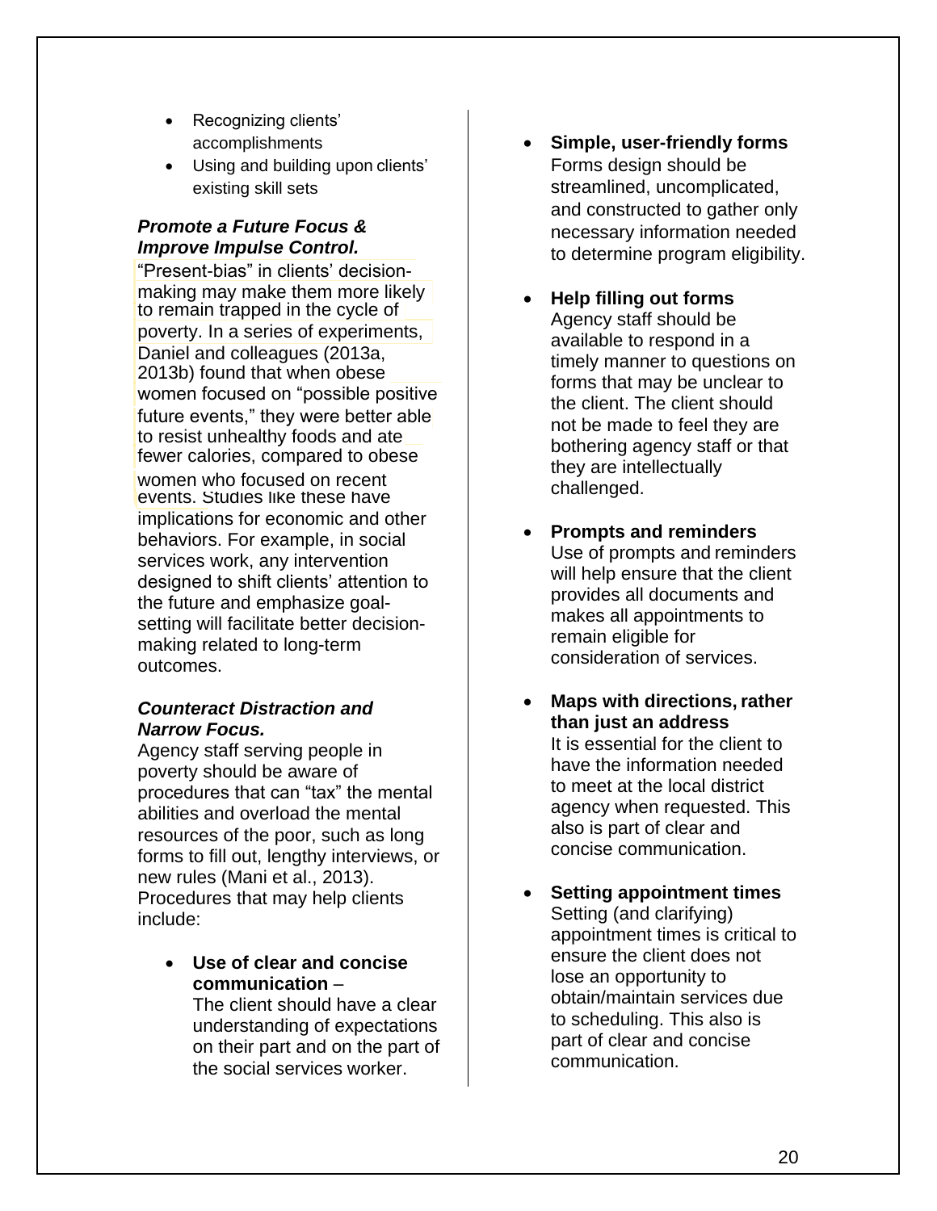- Recognizing clients' accomplishments
- Using and building upon clients' existing skill sets

***Promote a Future Focus & Improve Impulse Control.***

"Present-bias" in clients' decision-making may make them more likely to remain trapped in the cycle of poverty. In a series of experiments, Daniel and colleagues (2013a, 2013b) found that when obese women focused on "possible positive future events," they were better able to resist unhealthy foods and ate fewer calories, compared to obese women who focused on recent events. Studies like these have implications for economic and other behaviors. For example, in social services work, any intervention designed to shift clients' attention to the future and emphasize goal-setting will facilitate better decision-making related to long-term outcomes.

***Counteract Distraction and Narrow Focus.***

Agency staff serving people in poverty should be aware of procedures that can "tax" the mental abilities and overload the mental resources of the poor, such as long forms to fill out, lengthy interviews, or new rules (Mani et al., 2013). Procedures that may help clients include:

- **Use of clear and concise communication** –
  The client should have a clear understanding of expectations on their part and on the part of the social services worker.
- **Simple, user-friendly forms**
  Forms design should be streamlined, uncomplicated, and constructed to gather only necessary information needed to determine program eligibility.
- **Help filling out forms**
  Agency staff should be available to respond in a timely manner to questions on forms that may be unclear to the client. The client should not be made to feel they are bothering agency staff or that they are intellectually challenged.
- **Prompts and reminders**
  Use of prompts and reminders will help ensure that the client provides all documents and makes all appointments to remain eligible for consideration of services.
- **Maps with directions, rather than just an address**
  It is essential for the client to have the information needed to meet at the local district agency when requested. This also is part of clear and concise communication.
- **Setting appointment times**
  Setting (and clarifying) appointment times is critical to ensure the client does not lose an opportunity to obtain/maintain services due to scheduling. This also is part of clear and concise communication.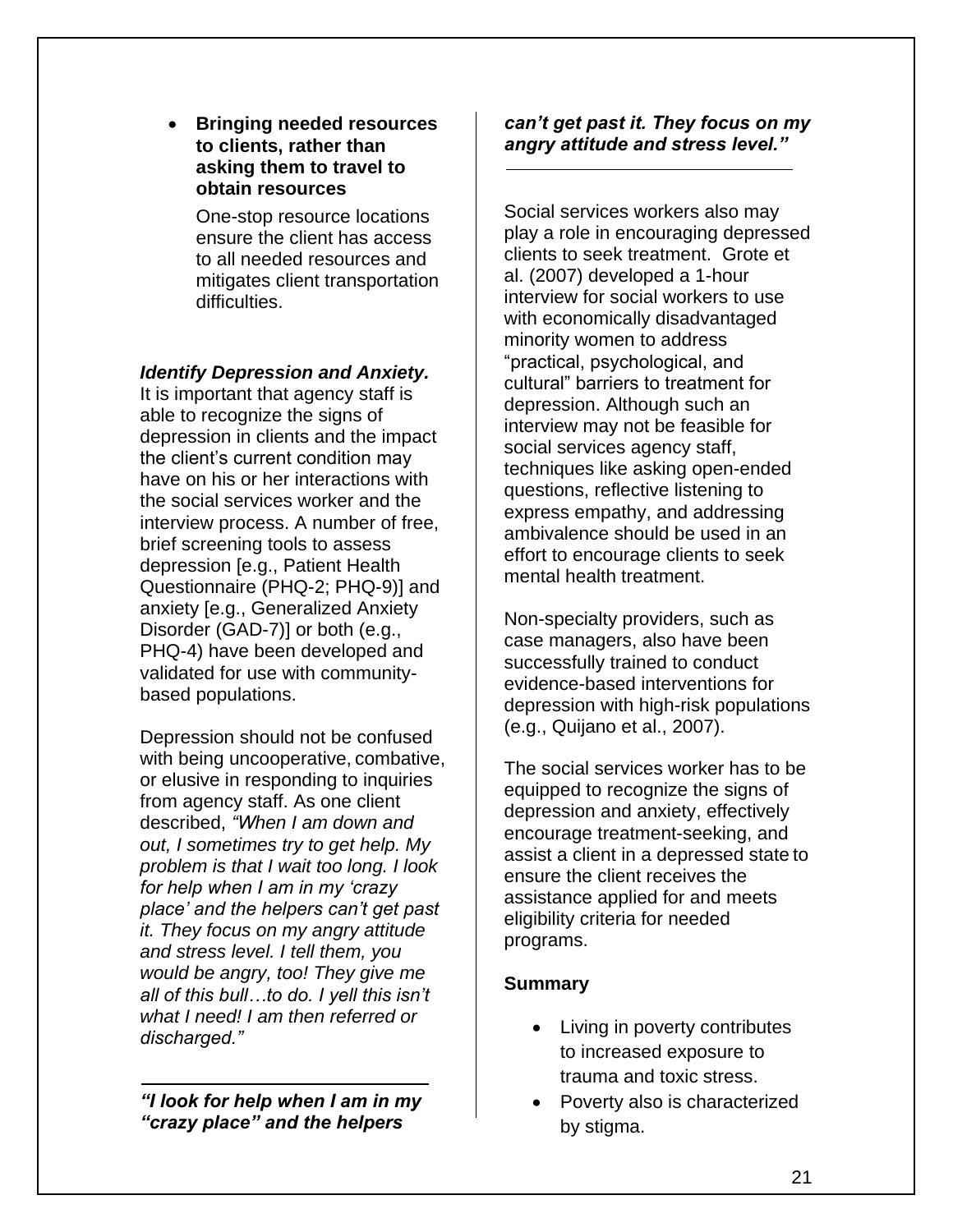- **Bringing needed resources to clients, rather than asking them to travel to obtain resources**

  One-stop resource locations ensure the client has access to all needed resources and mitigates client transportation difficulties.

***Identify Depression and Anxiety.*** It is important that agency staff is able to recognize the signs of depression in clients and the impact the client's current condition may have on his or her interactions with the social services worker and the interview process. A number of free, brief screening tools to assess depression [e.g., Patient Health Questionnaire (PHQ-2; PHQ-9)] and anxiety [e.g., Generalized Anxiety Disorder (GAD-7)] or both (e.g., PHQ-4) have been developed and validated for use with community-based populations.

Depression should not be confused with being uncooperative, combative, or elusive in responding to inquiries from agency staff. As one client described, *"When I am down and out, I sometimes try to get help. My problem is that I wait too long. I look for help when I am in my 'crazy place' and the helpers can't get past it. They focus on my angry attitude and stress level. I tell them, you would be angry, too! They give me all of this bull…to do. I yell this isn't what I need! I am then referred or discharged."*

---

***"I look for help when I am in my "crazy place" and the helpers can't get past it. They focus on my angry attitude and stress level."***

---

Social services workers also may play a role in encouraging depressed clients to seek treatment. Grote et al. (2007) developed a 1-hour interview for social workers to use with economically disadvantaged minority women to address "practical, psychological, and cultural" barriers to treatment for depression. Although such an interview may not be feasible for social services agency staff, techniques like asking open-ended questions, reflective listening to express empathy, and addressing ambivalence should be used in an effort to encourage clients to seek mental health treatment.

Non-specialty providers, such as case managers, also have been successfully trained to conduct evidence-based interventions for depression with high-risk populations (e.g., Quijano et al., 2007).

The social services worker has to be equipped to recognize the signs of depression and anxiety, effectively encourage treatment-seeking, and assist a client in a depressed state to ensure the client receives the assistance applied for and meets eligibility criteria for needed programs.

**Summary**

- Living in poverty contributes to increased exposure to trauma and toxic stress.
- Poverty also is characterized by stigma.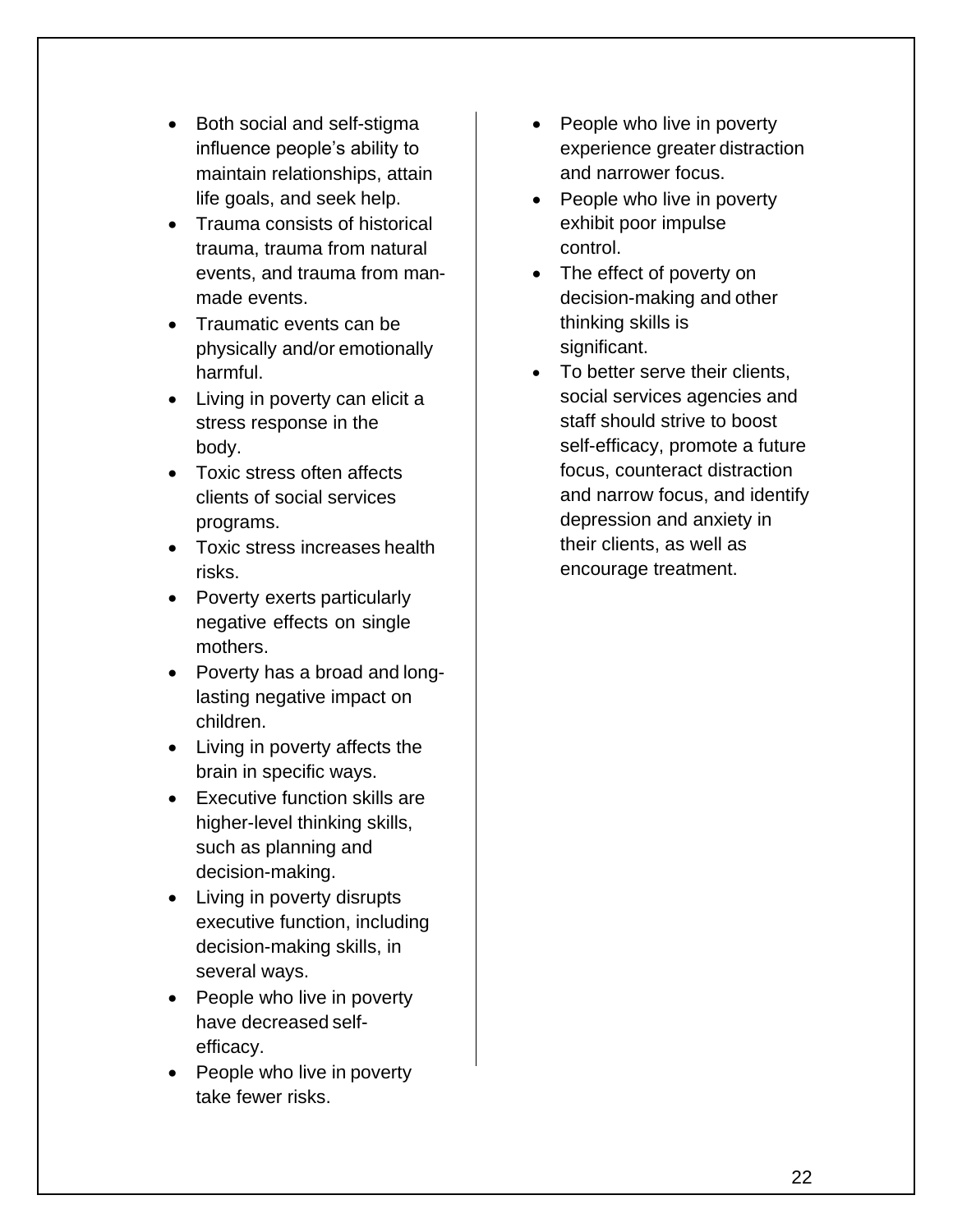- Both social and self-stigma influence people's ability to maintain relationships, attain life goals, and seek help.
- Trauma consists of historical trauma, trauma from natural events, and trauma from man-made events.
- Traumatic events can be physically and/or emotionally harmful.
- Living in poverty can elicit a stress response in the body.
- Toxic stress often affects clients of social services programs.
- Toxic stress increases health risks.
- Poverty exerts particularly negative effects on single mothers.
- Poverty has a broad and long-lasting negative impact on children.
- Living in poverty affects the brain in specific ways.
- Executive function skills are higher-level thinking skills, such as planning and decision-making.
- Living in poverty disrupts executive function, including decision-making skills, in several ways.
- People who live in poverty have decreased self-efficacy.
- People who live in poverty take fewer risks.
- People who live in poverty experience greater distraction and narrower focus.
- People who live in poverty exhibit poor impulse control.
- The effect of poverty on decision-making and other thinking skills is significant.
- To better serve their clients, social services agencies and staff should strive to boost self-efficacy, promote a future focus, counteract distraction and narrow focus, and identify depression and anxiety in their clients, as well as encourage treatment.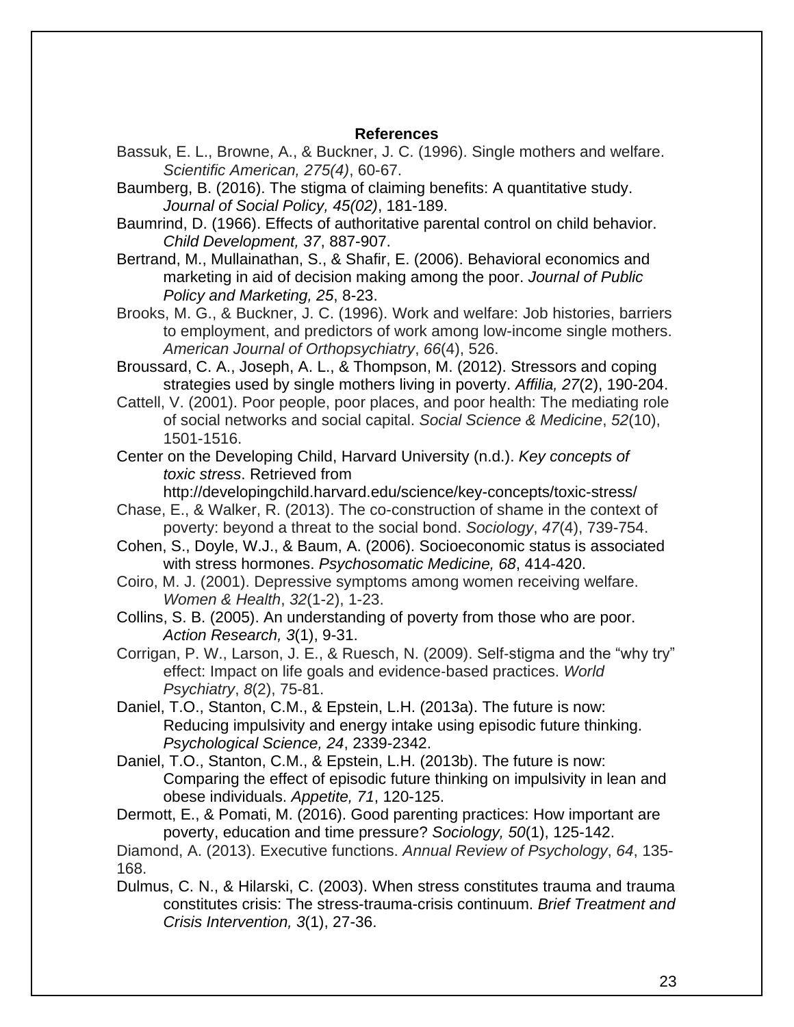**References**

Bassuk, E. L., Browne, A., & Buckner, J. C. (1996). Single mothers and welfare. *Scientific American, 275(4)*, 60-67.

Baumberg, B. (2016). The stigma of claiming benefits: A quantitative study. *Journal of Social Policy, 45(02)*, 181-189.

Baumrind, D. (1966). Effects of authoritative parental control on child behavior. *Child Development, 37*, 887-907.

Bertrand, M., Mullainathan, S., & Shafir, E. (2006). Behavioral economics and marketing in aid of decision making among the poor. *Journal of Public Policy and Marketing, 25*, 8-23.

Brooks, M. G., & Buckner, J. C. (1996). Work and welfare: Job histories, barriers to employment, and predictors of work among low-income single mothers. *American Journal of Orthopsychiatry*, *66*(4), 526.

Broussard, C. A., Joseph, A. L., & Thompson, M. (2012). Stressors and coping strategies used by single mothers living in poverty. *Affilia, 27*(2), 190-204.

Cattell, V. (2001). Poor people, poor places, and poor health: The mediating role of social networks and social capital. *Social Science & Medicine*, *52*(10), 1501-1516.

Center on the Developing Child, Harvard University (n.d.). *Key concepts of toxic stress*. Retrieved from http://developingchild.harvard.edu/science/key-concepts/toxic-stress/

Chase, E., & Walker, R. (2013). The co-construction of shame in the context of poverty: beyond a threat to the social bond. *Sociology*, *47*(4), 739-754.

Cohen, S., Doyle, W.J., & Baum, A. (2006). Socioeconomic status is associated with stress hormones. *Psychosomatic Medicine, 68*, 414-420.

Coiro, M. J. (2001). Depressive symptoms among women receiving welfare. *Women & Health*, *32*(1-2), 1-23.

Collins, S. B. (2005). An understanding of poverty from those who are poor. *Action Research, 3*(1), 9-31.

Corrigan, P. W., Larson, J. E., & Ruesch, N. (2009). Self-stigma and the "why try" effect: Impact on life goals and evidence-based practices. *World Psychiatry*, *8*(2), 75-81.

Daniel, T.O., Stanton, C.M., & Epstein, L.H. (2013a). The future is now: Reducing impulsivity and energy intake using episodic future thinking. *Psychological Science, 24*, 2339-2342.

Daniel, T.O., Stanton, C.M., & Epstein, L.H. (2013b). The future is now: Comparing the effect of episodic future thinking on impulsivity in lean and obese individuals. *Appetite, 71*, 120-125.

Dermott, E., & Pomati, M. (2016). Good parenting practices: How important are poverty, education and time pressure? *Sociology, 50*(1), 125-142.

Diamond, A. (2013). Executive functions. *Annual Review of Psychology*, *64*, 135-168.

Dulmus, C. N., & Hilarski, C. (2003). When stress constitutes trauma and trauma constitutes crisis: The stress-trauma-crisis continuum. *Brief Treatment and Crisis Intervention, 3*(1), 27-36.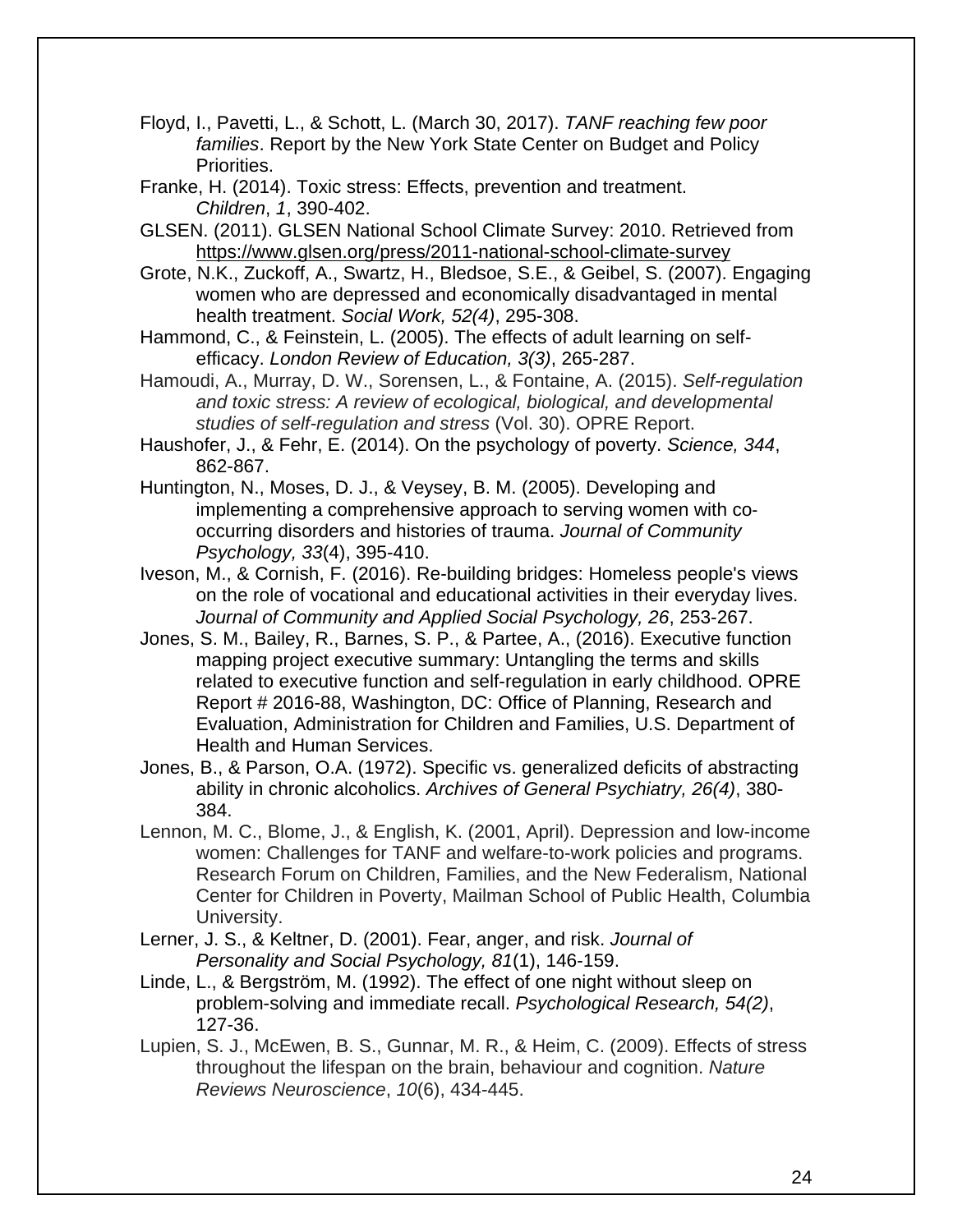Floyd, I., Pavetti, L., & Schott, L. (March 30, 2017). *TANF reaching few poor families*. Report by the New York State Center on Budget and Policy Priorities.

Franke, H. (2014). Toxic stress: Effects, prevention and treatment. *Children*, *1*, 390-402.

GLSEN. (2011). GLSEN National School Climate Survey: 2010. Retrieved from https://www.glsen.org/press/2011-national-school-climate-survey

Grote, N.K., Zuckoff, A., Swartz, H., Bledsoe, S.E., & Geibel, S. (2007). Engaging women who are depressed and economically disadvantaged in mental health treatment. *Social Work, 52(4)*, 295-308.

Hammond, C., & Feinstein, L. (2005). The effects of adult learning on self-efficacy. *London Review of Education, 3(3)*, 265-287.

Hamoudi, A., Murray, D. W., Sorensen, L., & Fontaine, A. (2015). *Self-regulation and toxic stress: A review of ecological, biological, and developmental studies of self-regulation and stress* (Vol. 30). OPRE Report.

Haushofer, J., & Fehr, E. (2014). On the psychology of poverty. *Science, 344*, 862-867.

Huntington, N., Moses, D. J., & Veysey, B. M. (2005). Developing and implementing a comprehensive approach to serving women with co-occurring disorders and histories of trauma. *Journal of Community Psychology, 33*(4), 395-410.

Iveson, M., & Cornish, F. (2016). Re-building bridges: Homeless people's views on the role of vocational and educational activities in their everyday lives. *Journal of Community and Applied Social Psychology, 26*, 253-267.

Jones, S. M., Bailey, R., Barnes, S. P., & Partee, A., (2016). Executive function mapping project executive summary: Untangling the terms and skills related to executive function and self-regulation in early childhood. OPRE Report # 2016-88, Washington, DC: Office of Planning, Research and Evaluation, Administration for Children and Families, U.S. Department of Health and Human Services.

Jones, B., & Parson, O.A. (1972). Specific vs. generalized deficits of abstracting ability in chronic alcoholics. *Archives of General Psychiatry, 26(4)*, 380-384.

Lennon, M. C., Blome, J., & English, K. (2001, April). Depression and low-income women: Challenges for TANF and welfare-to-work policies and programs. Research Forum on Children, Families, and the New Federalism, National Center for Children in Poverty, Mailman School of Public Health, Columbia University.

Lerner, J. S., & Keltner, D. (2001). Fear, anger, and risk. *Journal of Personality and Social Psychology, 81*(1), 146-159.

Linde, L., & Bergström, M. (1992). The effect of one night without sleep on problem-solving and immediate recall. *Psychological Research, 54(2)*, 127-36.

Lupien, S. J., McEwen, B. S., Gunnar, M. R., & Heim, C. (2009). Effects of stress throughout the lifespan on the brain, behaviour and cognition. *Nature Reviews Neuroscience*, *10*(6), 434-445.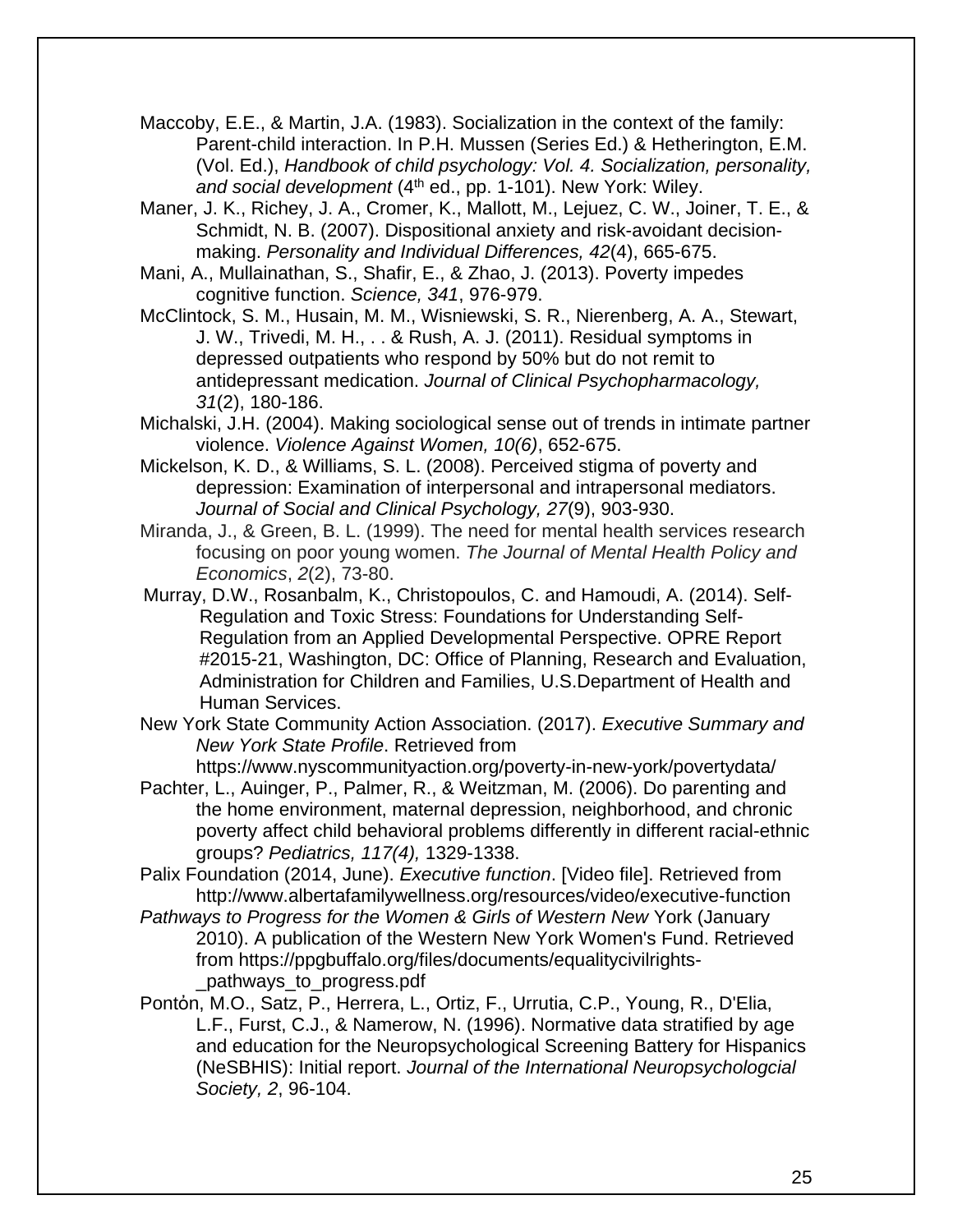Maccoby, E.E., & Martin, J.A. (1983). Socialization in the context of the family: Parent-child interaction. In P.H. Mussen (Series Ed.) & Hetherington, E.M. (Vol. Ed.), *Handbook of child psychology: Vol. 4. Socialization, personality, and social development* (4th ed., pp. 1-101). New York: Wiley.

Maner, J. K., Richey, J. A., Cromer, K., Mallott, M., Lejuez, C. W., Joiner, T. E., & Schmidt, N. B. (2007). Dispositional anxiety and risk-avoidant decision-making. *Personality and Individual Differences, 42*(4), 665-675.

Mani, A., Mullainathan, S., Shafir, E., & Zhao, J. (2013). Poverty impedes cognitive function. *Science, 341*, 976-979.

McClintock, S. M., Husain, M. M., Wisniewski, S. R., Nierenberg, A. A., Stewart, J. W., Trivedi, M. H., . . & Rush, A. J. (2011). Residual symptoms in depressed outpatients who respond by 50% but do not remit to antidepressant medication. *Journal of Clinical Psychopharmacology, 31*(2), 180-186.

Michalski, J.H. (2004). Making sociological sense out of trends in intimate partner violence. *Violence Against Women, 10(6)*, 652-675.

Mickelson, K. D., & Williams, S. L. (2008). Perceived stigma of poverty and depression: Examination of interpersonal and intrapersonal mediators. *Journal of Social and Clinical Psychology, 27*(9), 903-930.

Miranda, J., & Green, B. L. (1999). The need for mental health services research focusing on poor young women. *The Journal of Mental Health Policy and Economics*, *2*(2), 73-80.

Murray, D.W., Rosanbalm, K., Christopoulos, C. and Hamoudi, A. (2014). Self-Regulation and Toxic Stress: Foundations for Understanding Self-Regulation from an Applied Developmental Perspective. OPRE Report #2015-21, Washington, DC: Office of Planning, Research and Evaluation, Administration for Children and Families, U.S.Department of Health and Human Services.

New York State Community Action Association. (2017). *Executive Summary and New York State Profile*. Retrieved from https://www.nyscommunityaction.org/poverty-in-new-york/povertydata/

Pachter, L., Auinger, P., Palmer, R., & Weitzman, M. (2006). Do parenting and the home environment, maternal depression, neighborhood, and chronic poverty affect child behavioral problems differently in different racial-ethnic groups? *Pediatrics, 117(4),* 1329-1338.

Palix Foundation (2014, June). *Executive function*. [Video file]. Retrieved from http://www.albertafamilywellness.org/resources/video/executive-function

*Pathways to Progress for the Women & Girls of Western New* York (January 2010). A publication of the Western New York Women's Fund. Retrieved from https://ppgbuffalo.org/files/documents/equalitycivilrights-_pathways_to_progress.pdf

Pontȯn, M.O., Satz, P., Herrera, L., Ortiz, F., Urrutia, C.P., Young, R., D'Elia, L.F., Furst, C.J., & Namerow, N. (1996). Normative data stratified by age and education for the Neuropsychological Screening Battery for Hispanics (NeSBHIS): Initial report. *Journal of the International Neuropsychologcial Society, 2*, 96-104.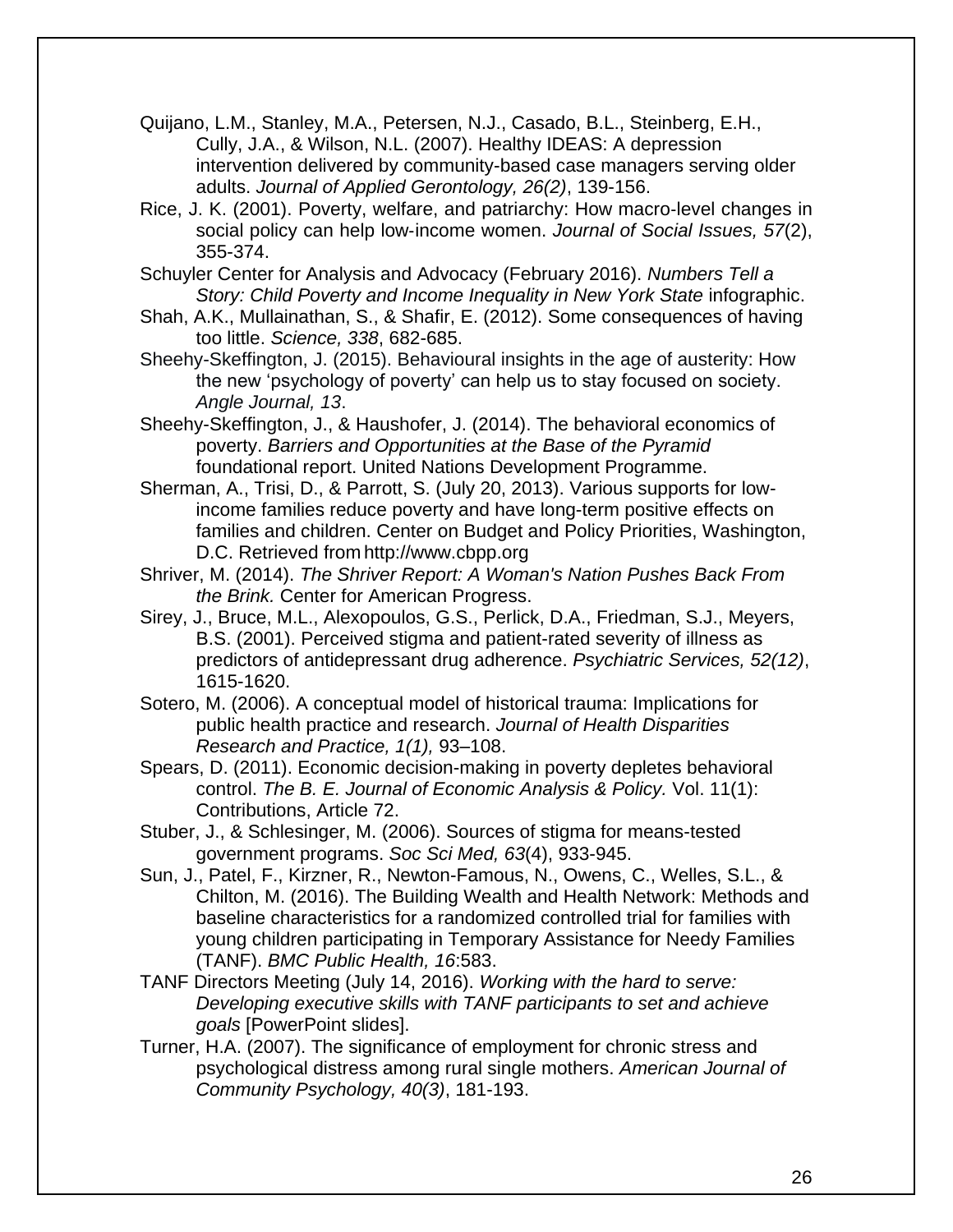Quijano, L.M., Stanley, M.A., Petersen, N.J., Casado, B.L., Steinberg, E.H., Cully, J.A., & Wilson, N.L. (2007). Healthy IDEAS: A depression intervention delivered by community-based case managers serving older adults. *Journal of Applied Gerontology, 26(2)*, 139-156.

Rice, J. K. (2001). Poverty, welfare, and patriarchy: How macro-level changes in social policy can help low-income women. *Journal of Social Issues, 57*(2), 355-374.

Schuyler Center for Analysis and Advocacy (February 2016). *Numbers Tell a Story: Child Poverty and Income Inequality in New York State* infographic.

Shah, A.K., Mullainathan, S., & Shafir, E. (2012). Some consequences of having too little. *Science, 338*, 682-685.

Sheehy-Skeffington, J. (2015). Behavioural insights in the age of austerity: How the new 'psychology of poverty' can help us to stay focused on society. *Angle Journal, 13*.

Sheehy-Skeffington, J., & Haushofer, J. (2014). The behavioral economics of poverty. *Barriers and Opportunities at the Base of the Pyramid* foundational report. United Nations Development Programme.

Sherman, A., Trisi, D., & Parrott, S. (July 20, 2013). Various supports for low-income families reduce poverty and have long-term positive effects on families and children. Center on Budget and Policy Priorities, Washington, D.C. Retrieved from http://www.cbpp.org

Shriver, M. (2014). *The Shriver Report: A Woman's Nation Pushes Back From the Brink.* Center for American Progress.

Sirey, J., Bruce, M.L., Alexopoulos, G.S., Perlick, D.A., Friedman, S.J., Meyers, B.S. (2001). Perceived stigma and patient-rated severity of illness as predictors of antidepressant drug adherence. *Psychiatric Services, 52(12)*, 1615-1620.

Sotero, M. (2006). A conceptual model of historical trauma: Implications for public health practice and research. *Journal of Health Disparities Research and Practice, 1(1),* 93–108.

Spears, D. (2011). Economic decision-making in poverty depletes behavioral control. *The B. E. Journal of Economic Analysis & Policy.* Vol. 11(1): Contributions, Article 72.

Stuber, J., & Schlesinger, M. (2006). Sources of stigma for means-tested government programs. *Soc Sci Med, 63*(4), 933-945.

Sun, J., Patel, F., Kirzner, R., Newton-Famous, N., Owens, C., Welles, S.L., & Chilton, M. (2016). The Building Wealth and Health Network: Methods and baseline characteristics for a randomized controlled trial for families with young children participating in Temporary Assistance for Needy Families (TANF). *BMC Public Health, 16*:583.

TANF Directors Meeting (July 14, 2016). *Working with the hard to serve: Developing executive skills with TANF participants to set and achieve goals* [PowerPoint slides].

Turner, H.A. (2007). The significance of employment for chronic stress and psychological distress among rural single mothers. *American Journal of Community Psychology, 40(3)*, 181-193.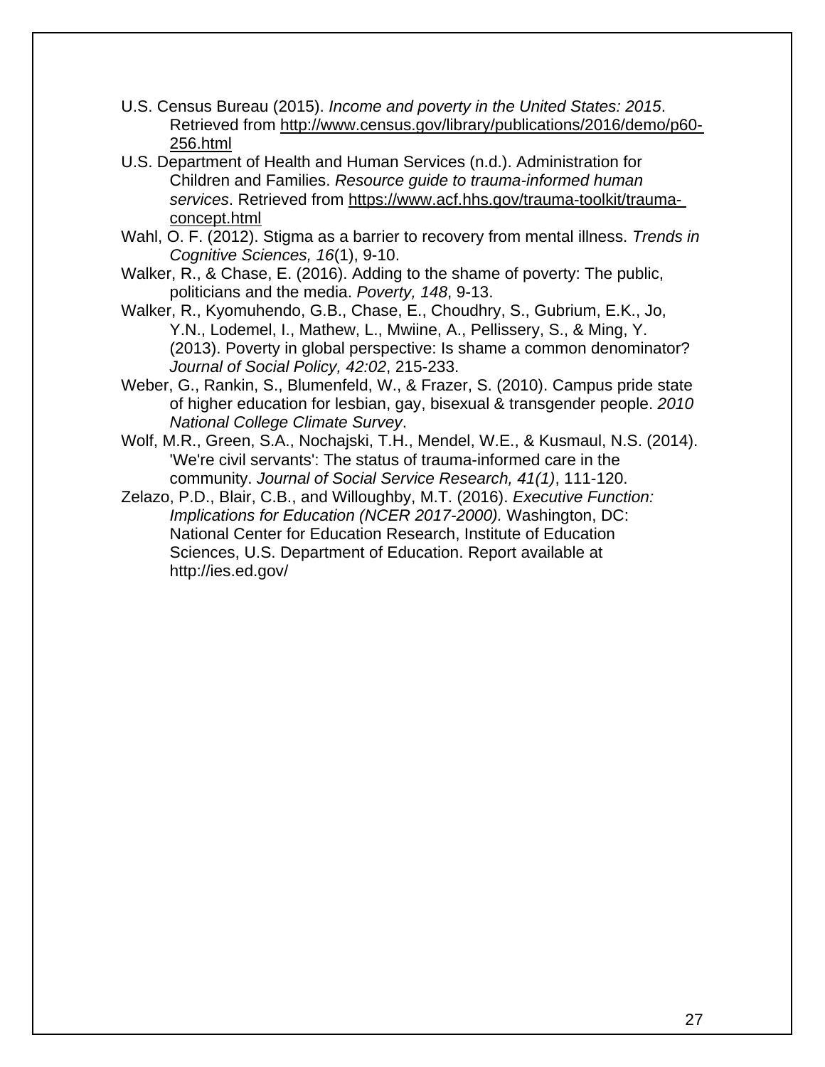U.S. Census Bureau (2015). *Income and poverty in the United States: 2015*. Retrieved from http://www.census.gov/library/publications/2016/demo/p60-256.html

U.S. Department of Health and Human Services (n.d.). Administration for Children and Families. *Resource guide to trauma-informed human services*. Retrieved from https://www.acf.hhs.gov/trauma-toolkit/trauma-concept.html

Wahl, O. F. (2012). Stigma as a barrier to recovery from mental illness. *Trends in Cognitive Sciences, 16*(1), 9-10.

Walker, R., & Chase, E. (2016). Adding to the shame of poverty: The public, politicians and the media. *Poverty, 148*, 9-13.

Walker, R., Kyomuhendo, G.B., Chase, E., Choudhry, S., Gubrium, E.K., Jo, Y.N., Lodemel, I., Mathew, L., Mwiine, A., Pellissery, S., & Ming, Y. (2013). Poverty in global perspective: Is shame a common denominator? *Journal of Social Policy, 42:02*, 215-233.

Weber, G., Rankin, S., Blumenfeld, W., & Frazer, S. (2010). Campus pride state of higher education for lesbian, gay, bisexual & transgender people. *2010 National College Climate Survey*.

Wolf, M.R., Green, S.A., Nochajski, T.H., Mendel, W.E., & Kusmaul, N.S. (2014). 'We're civil servants': The status of trauma-informed care in the community. *Journal of Social Service Research, 41(1)*, 111-120.

Zelazo, P.D., Blair, C.B., and Willoughby, M.T. (2016). *Executive Function: Implications for Education (NCER 2017-2000).* Washington, DC: National Center for Education Research, Institute of Education Sciences, U.S. Department of Education. Report available at http://ies.ed.gov/